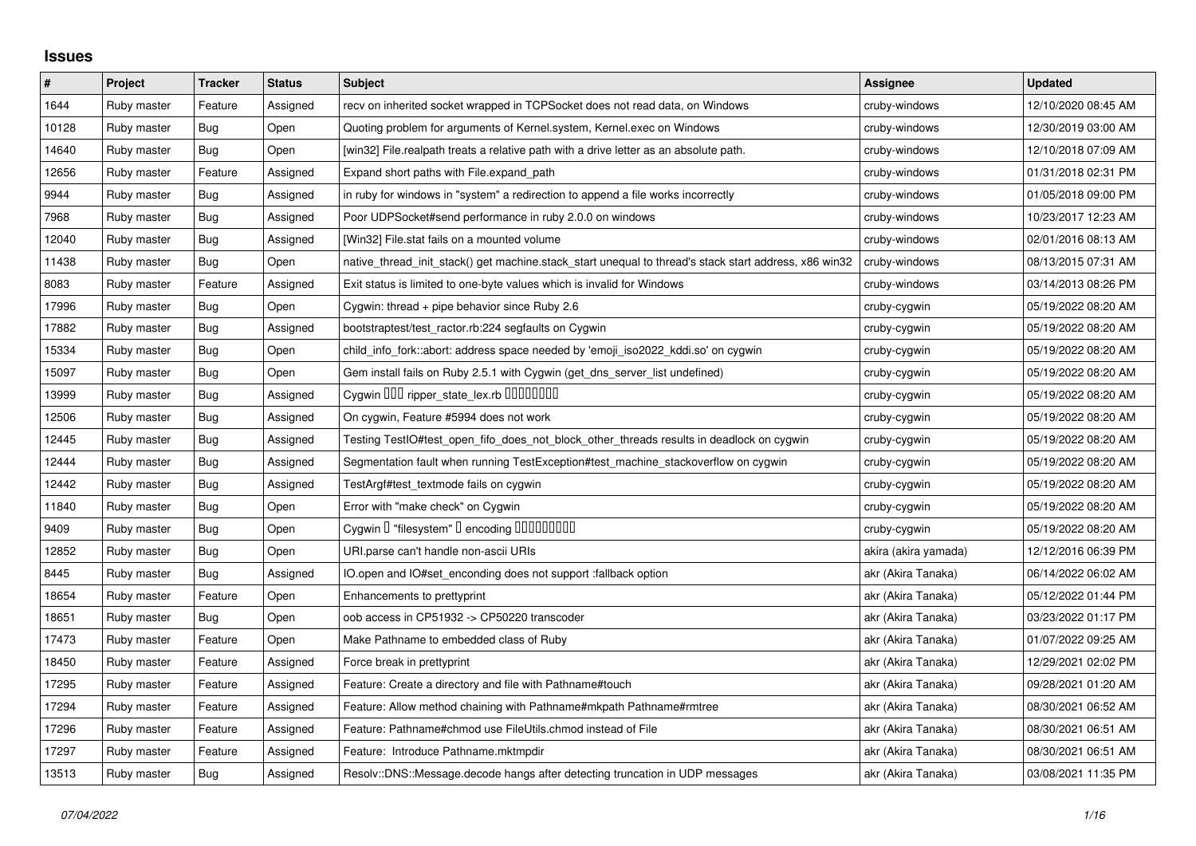## Issues

| # | Project | Tracker | Status | Subject | Assignee | Updated |
|---|---|---|---|---|---|---|
| 1644 | Ruby master | Feature | Assigned | recv on inherited socket wrapped in TCPSocket does not read data, on Windows | cruby-windows | 12/10/2020 08:45 AM |
| 10128 | Ruby master | Bug | Open | Quoting problem for arguments of Kernel.system, Kernel.exec on Windows | cruby-windows | 12/30/2019 03:00 AM |
| 14640 | Ruby master | Bug | Open | [win32] File.realpath treats a relative path with a drive letter as an absolute path. | cruby-windows | 12/10/2018 07:09 AM |
| 12656 | Ruby master | Feature | Assigned | Expand short paths with File.expand_path | cruby-windows | 01/31/2018 02:31 PM |
| 9944 | Ruby master | Bug | Assigned | in ruby for windows in "system" a redirection to append a file works incorrectly | cruby-windows | 01/05/2018 09:00 PM |
| 7968 | Ruby master | Bug | Assigned | Poor UDPSocket#send performance in ruby 2.0.0 on windows | cruby-windows | 10/23/2017 12:23 AM |
| 12040 | Ruby master | Bug | Assigned | [Win32] File.stat fails on a mounted volume | cruby-windows | 02/01/2016 08:13 AM |
| 11438 | Ruby master | Bug | Open | native_thread_init_stack() get machine.stack_start unequal to thread's stack start address, x86 win32 | cruby-windows | 08/13/2015 07:31 AM |
| 8083 | Ruby master | Feature | Assigned | Exit status is limited to one-byte values which is invalid for Windows | cruby-windows | 03/14/2013 08:26 PM |
| 17996 | Ruby master | Bug | Open | Cygwin: thread + pipe behavior since Ruby 2.6 | cruby-cygwin | 05/19/2022 08:20 AM |
| 17882 | Ruby master | Bug | Assigned | bootstraptest/test_ractor.rb:224 segfaults on Cygwin | cruby-cygwin | 05/19/2022 08:20 AM |
| 15334 | Ruby master | Bug | Open | child_info_fork::abort: address space needed by 'emoji_iso2022_kddi.so' on cygwin | cruby-cygwin | 05/19/2022 08:20 AM |
| 15097 | Ruby master | Bug | Open | Gem install fails on Ruby 2.5.1 with Cygwin (get_dns_server_list undefined) | cruby-cygwin | 05/19/2022 08:20 AM |
| 13999 | Ruby master | Bug | Assigned | Cygwin ��� ripper_state_lex.rb �������� | cruby-cygwin | 05/19/2022 08:20 AM |
| 12506 | Ruby master | Bug | Assigned | On cygwin, Feature #5994 does not work | cruby-cygwin | 05/19/2022 08:20 AM |
| 12445 | Ruby master | Bug | Assigned | Testing TestIO#test_open_fifo_does_not_block_other_threads results in deadlock on cygwin | cruby-cygwin | 05/19/2022 08:20 AM |
| 12444 | Ruby master | Bug | Assigned | Segmentation fault when running TestException#test_machine_stackoverflow on cygwin | cruby-cygwin | 05/19/2022 08:20 AM |
| 12442 | Ruby master | Bug | Assigned | TestArgf#test_textmode fails on cygwin | cruby-cygwin | 05/19/2022 08:20 AM |
| 11840 | Ruby master | Bug | Open | Error with "make check" on Cygwin | cruby-cygwin | 05/19/2022 08:20 AM |
| 9409 | Ruby master | Bug | Open | Cygwin � "filesystem" � encoding ��������� | cruby-cygwin | 05/19/2022 08:20 AM |
| 12852 | Ruby master | Bug | Open | URI.parse can't handle non-ascii URIs | akira (akira yamada) | 12/12/2016 06:39 PM |
| 8445 | Ruby master | Bug | Assigned | IO.open and IO#set_enconding does not support :fallback option | akr (Akira Tanaka) | 06/14/2022 06:02 AM |
| 18654 | Ruby master | Feature | Open | Enhancements to prettyprint | akr (Akira Tanaka) | 05/12/2022 01:44 PM |
| 18651 | Ruby master | Bug | Open | oob access in CP51932 -> CP50220 transcoder | akr (Akira Tanaka) | 03/23/2022 01:17 PM |
| 17473 | Ruby master | Feature | Open | Make Pathname to embedded class of Ruby | akr (Akira Tanaka) | 01/07/2022 09:25 AM |
| 18450 | Ruby master | Feature | Assigned | Force break in prettyprint | akr (Akira Tanaka) | 12/29/2021 02:02 PM |
| 17295 | Ruby master | Feature | Assigned | Feature: Create a directory and file with Pathname#touch | akr (Akira Tanaka) | 09/28/2021 01:20 AM |
| 17294 | Ruby master | Feature | Assigned | Feature: Allow method chaining with Pathname#mkpath Pathname#rmtree | akr (Akira Tanaka) | 08/30/2021 06:52 AM |
| 17296 | Ruby master | Feature | Assigned | Feature: Pathname#chmod use FileUtils.chmod instead of File | akr (Akira Tanaka) | 08/30/2021 06:51 AM |
| 17297 | Ruby master | Feature | Assigned | Feature: Introduce Pathname.mktmpdir | akr (Akira Tanaka) | 08/30/2021 06:51 AM |
| 13513 | Ruby master | Bug | Assigned | Resolv::DNS::Message.decode hangs after detecting truncation in UDP messages | akr (Akira Tanaka) | 03/08/2021 11:35 PM |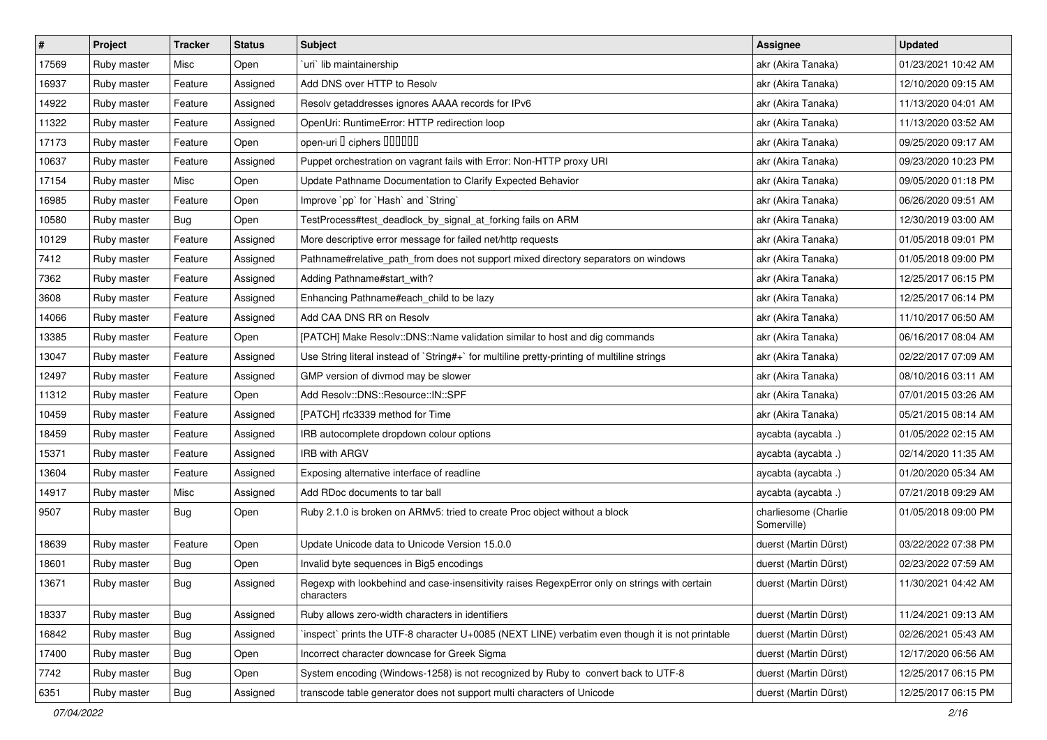| # | Project | Tracker | Status | Subject | Assignee | Updated |
|---|---|---|---|---|---|---|
| 17569 | Ruby master | Misc | Open | `uri` lib maintainership | akr (Akira Tanaka) | 01/23/2021 10:42 AM |
| 16937 | Ruby master | Feature | Assigned | Add DNS over HTTP to Resolv | akr (Akira Tanaka) | 12/10/2020 09:15 AM |
| 14922 | Ruby master | Feature | Assigned | Resolv getaddresses ignores AAAA records for IPv6 | akr (Akira Tanaka) | 11/13/2020 04:01 AM |
| 11322 | Ruby master | Feature | Assigned | OpenUri: RuntimeError: HTTP redirection loop | akr (Akira Tanaka) | 11/13/2020 03:52 AM |
| 17173 | Ruby master | Feature | Open | open-uri □ ciphers □□□□□□ | akr (Akira Tanaka) | 09/25/2020 09:17 AM |
| 10637 | Ruby master | Feature | Assigned | Puppet orchestration on vagrant fails with Error: Non-HTTP proxy URI | akr (Akira Tanaka) | 09/23/2020 10:23 PM |
| 17154 | Ruby master | Misc | Open | Update Pathname Documentation to Clarify Expected Behavior | akr (Akira Tanaka) | 09/05/2020 01:18 PM |
| 16985 | Ruby master | Feature | Open | Improve `pp` for `Hash` and `String` | akr (Akira Tanaka) | 06/26/2020 09:51 AM |
| 10580 | Ruby master | Bug | Open | TestProcess#test_deadlock_by_signal_at_forking fails on ARM | akr (Akira Tanaka) | 12/30/2019 03:00 AM |
| 10129 | Ruby master | Feature | Assigned | More descriptive error message for failed net/http requests | akr (Akira Tanaka) | 01/05/2018 09:01 PM |
| 7412 | Ruby master | Feature | Assigned | Pathname#relative_path_from does not support mixed directory separators on windows | akr (Akira Tanaka) | 01/05/2018 09:00 PM |
| 7362 | Ruby master | Feature | Assigned | Adding Pathname#start_with? | akr (Akira Tanaka) | 12/25/2017 06:15 PM |
| 3608 | Ruby master | Feature | Assigned | Enhancing Pathname#each_child to be lazy | akr (Akira Tanaka) | 12/25/2017 06:14 PM |
| 14066 | Ruby master | Feature | Assigned | Add CAA DNS RR on Resolv | akr (Akira Tanaka) | 11/10/2017 06:50 AM |
| 13385 | Ruby master | Feature | Open | [PATCH] Make Resolv::DNS::Name validation similar to host and dig commands | akr (Akira Tanaka) | 06/16/2017 08:04 AM |
| 13047 | Ruby master | Feature | Assigned | Use String literal instead of `String#+` for multiline pretty-printing of multiline strings | akr (Akira Tanaka) | 02/22/2017 07:09 AM |
| 12497 | Ruby master | Feature | Assigned | GMP version of divmod may be slower | akr (Akira Tanaka) | 08/10/2016 03:11 AM |
| 11312 | Ruby master | Feature | Open | Add Resolv::DNS::Resource::IN::SPF | akr (Akira Tanaka) | 07/01/2015 03:26 AM |
| 10459 | Ruby master | Feature | Assigned | [PATCH] rfc3339 method for Time | akr (Akira Tanaka) | 05/21/2015 08:14 AM |
| 18459 | Ruby master | Feature | Assigned | IRB autocomplete dropdown colour options | aycabta (aycabta .) | 01/05/2022 02:15 AM |
| 15371 | Ruby master | Feature | Assigned | IRB with ARGV | aycabta (aycabta .) | 02/14/2020 11:35 AM |
| 13604 | Ruby master | Feature | Assigned | Exposing alternative interface of readline | aycabta (aycabta .) | 01/20/2020 05:34 AM |
| 14917 | Ruby master | Misc | Assigned | Add RDoc documents to tar ball | aycabta (aycabta .) | 07/21/2018 09:29 AM |
| 9507 | Ruby master | Bug | Open | Ruby 2.1.0 is broken on ARMv5: tried to create Proc object without a block | charliesome (Charlie Somerville) | 01/05/2018 09:00 PM |
| 18639 | Ruby master | Feature | Open | Update Unicode data to Unicode Version 15.0.0 | duerst (Martin Dürst) | 03/22/2022 07:38 PM |
| 18601 | Ruby master | Bug | Open | Invalid byte sequences in Big5 encodings | duerst (Martin Dürst) | 02/23/2022 07:59 AM |
| 13671 | Ruby master | Bug | Assigned | Regexp with lookbehind and case-insensitivity raises RegexpError only on strings with certain characters | duerst (Martin Dürst) | 11/30/2021 04:42 AM |
| 18337 | Ruby master | Bug | Assigned | Ruby allows zero-width characters in identifiers | duerst (Martin Dürst) | 11/24/2021 09:13 AM |
| 16842 | Ruby master | Bug | Assigned | `inspect` prints the UTF-8 character U+0085 (NEXT LINE) verbatim even though it is not printable | duerst (Martin Dürst) | 02/26/2021 05:43 AM |
| 17400 | Ruby master | Bug | Open | Incorrect character downcase for Greek Sigma | duerst (Martin Dürst) | 12/17/2020 06:56 AM |
| 7742 | Ruby master | Bug | Open | System encoding (Windows-1258) is not recognized by Ruby to convert back to UTF-8 | duerst (Martin Dürst) | 12/25/2017 06:15 PM |
| 6351 | Ruby master | Bug | Assigned | transcode table generator does not support multi characters of Unicode | duerst (Martin Dürst) | 12/25/2017 06:15 PM |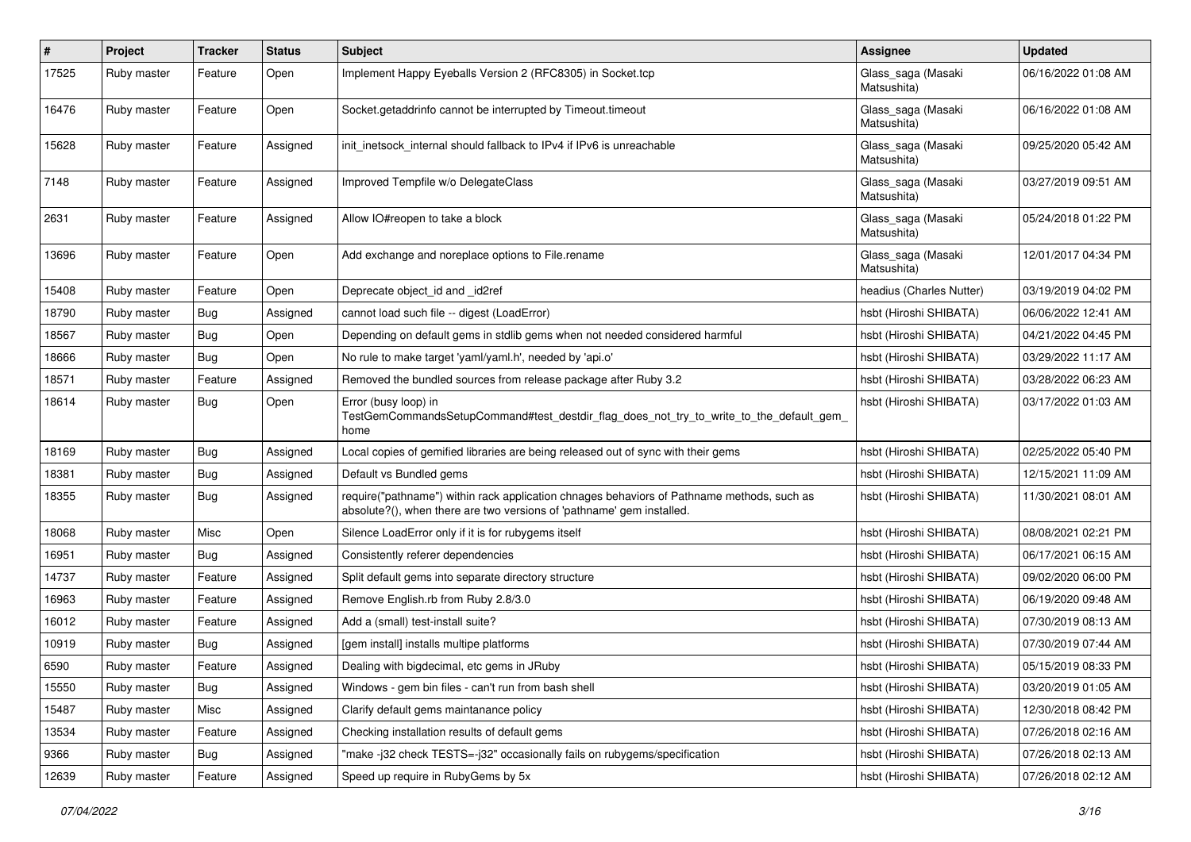| # | Project | Tracker | Status | Subject | Assignee | Updated |
|---|---|---|---|---|---|---|
| 17525 | Ruby master | Feature | Open | Implement Happy Eyeballs Version 2 (RFC8305) in Socket.tcp | Glass_saga (Masaki Matsushita) | 06/16/2022 01:08 AM |
| 16476 | Ruby master | Feature | Open | Socket.getaddrinfo cannot be interrupted by Timeout.timeout | Glass_saga (Masaki Matsushita) | 06/16/2022 01:08 AM |
| 15628 | Ruby master | Feature | Assigned | init_inetsock_internal should fallback to IPv4 if IPv6 is unreachable | Glass_saga (Masaki Matsushita) | 09/25/2020 05:42 AM |
| 7148 | Ruby master | Feature | Assigned | Improved Tempfile w/o DelegateClass | Glass_saga (Masaki Matsushita) | 03/27/2019 09:51 AM |
| 2631 | Ruby master | Feature | Assigned | Allow IO#reopen to take a block | Glass_saga (Masaki Matsushita) | 05/24/2018 01:22 PM |
| 13696 | Ruby master | Feature | Open | Add exchange and noreplace options to File.rename | Glass_saga (Masaki Matsushita) | 12/01/2017 04:34 PM |
| 15408 | Ruby master | Feature | Open | Deprecate object_id and _id2ref | headius (Charles Nutter) | 03/19/2019 04:02 PM |
| 18790 | Ruby master | Bug | Assigned | cannot load such file -- digest (LoadError) | hsbt (Hiroshi SHIBATA) | 06/06/2022 12:41 AM |
| 18567 | Ruby master | Bug | Open | Depending on default gems in stdlib gems when not needed considered harmful | hsbt (Hiroshi SHIBATA) | 04/21/2022 04:45 PM |
| 18666 | Ruby master | Bug | Open | No rule to make target 'yaml/yaml.h', needed by 'api.o' | hsbt (Hiroshi SHIBATA) | 03/29/2022 11:17 AM |
| 18571 | Ruby master | Feature | Assigned | Removed the bundled sources from release package after Ruby 3.2 | hsbt (Hiroshi SHIBATA) | 03/28/2022 06:23 AM |
| 18614 | Ruby master | Bug | Open | Error (busy loop) in TestGemCommandsSetupCommand#test_destdir_flag_does_not_try_to_write_to_the_default_gem_home | hsbt (Hiroshi SHIBATA) | 03/17/2022 01:03 AM |
| 18169 | Ruby master | Bug | Assigned | Local copies of gemified libraries are being released out of sync with their gems | hsbt (Hiroshi SHIBATA) | 02/25/2022 05:40 PM |
| 18381 | Ruby master | Bug | Assigned | Default vs Bundled gems | hsbt (Hiroshi SHIBATA) | 12/15/2021 11:09 AM |
| 18355 | Ruby master | Bug | Assigned | require("pathname") within rack application chnages behaviors of Pathname methods, such as absolute?(), when there are two versions of 'pathname' gem installed. | hsbt (Hiroshi SHIBATA) | 11/30/2021 08:01 AM |
| 18068 | Ruby master | Misc | Open | Silence LoadError only if it is for rubygems itself | hsbt (Hiroshi SHIBATA) | 08/08/2021 02:21 PM |
| 16951 | Ruby master | Bug | Assigned | Consistently referer dependencies | hsbt (Hiroshi SHIBATA) | 06/17/2021 06:15 AM |
| 14737 | Ruby master | Feature | Assigned | Split default gems into separate directory structure | hsbt (Hiroshi SHIBATA) | 09/02/2020 06:00 PM |
| 16963 | Ruby master | Feature | Assigned | Remove English.rb from Ruby 2.8/3.0 | hsbt (Hiroshi SHIBATA) | 06/19/2020 09:48 AM |
| 16012 | Ruby master | Feature | Assigned | Add a (small) test-install suite? | hsbt (Hiroshi SHIBATA) | 07/30/2019 08:13 AM |
| 10919 | Ruby master | Bug | Assigned | [gem install] installs multipe platforms | hsbt (Hiroshi SHIBATA) | 07/30/2019 07:44 AM |
| 6590 | Ruby master | Feature | Assigned | Dealing with bigdecimal, etc gems in JRuby | hsbt (Hiroshi SHIBATA) | 05/15/2019 08:33 PM |
| 15550 | Ruby master | Bug | Assigned | Windows - gem bin files - can't run from bash shell | hsbt (Hiroshi SHIBATA) | 03/20/2019 01:05 AM |
| 15487 | Ruby master | Misc | Assigned | Clarify default gems maintanance policy | hsbt (Hiroshi SHIBATA) | 12/30/2018 08:42 PM |
| 13534 | Ruby master | Feature | Assigned | Checking installation results of default gems | hsbt (Hiroshi SHIBATA) | 07/26/2018 02:16 AM |
| 9366 | Ruby master | Bug | Assigned | "make -j32 check TESTS=-j32" occasionally fails on rubygems/specification | hsbt (Hiroshi SHIBATA) | 07/26/2018 02:13 AM |
| 12639 | Ruby master | Feature | Assigned | Speed up require in RubyGems by 5x | hsbt (Hiroshi SHIBATA) | 07/26/2018 02:12 AM |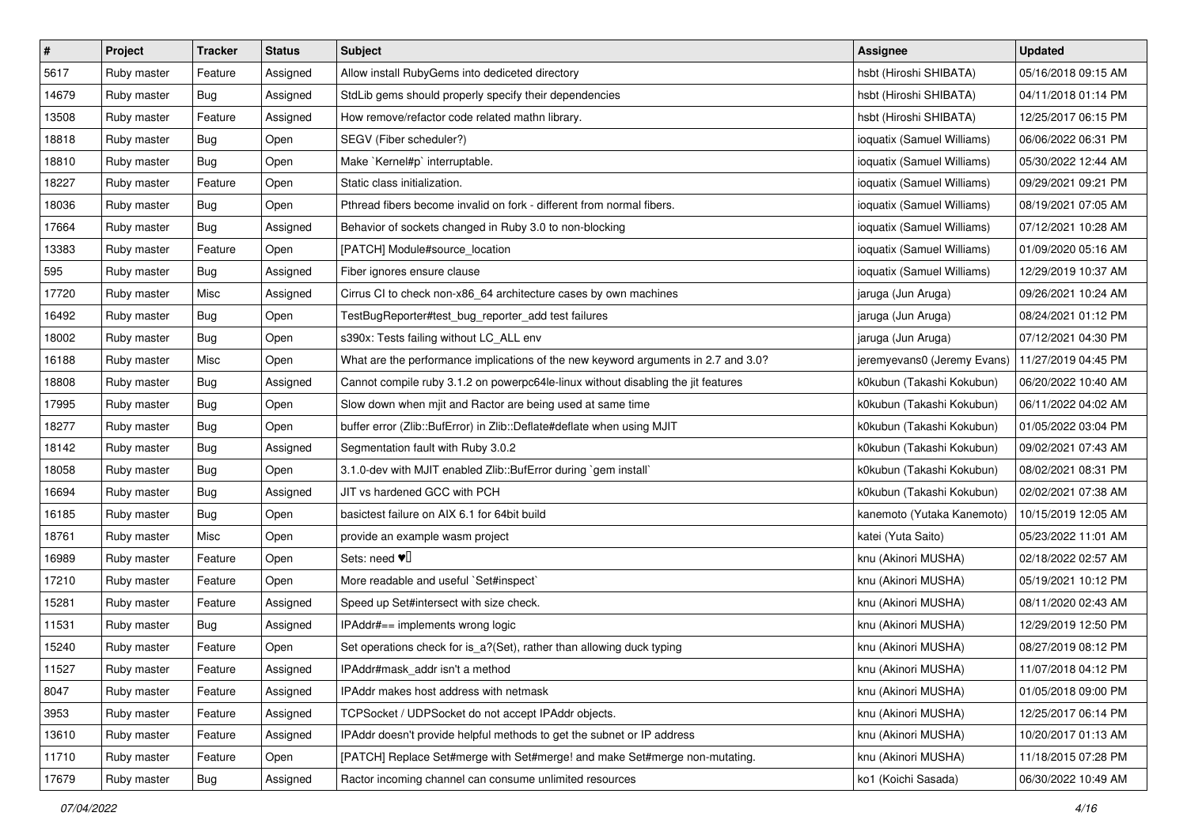| # | Project | Tracker | Status | Subject | Assignee | Updated |
| --- | --- | --- | --- | --- | --- | --- |
| 5617 | Ruby master | Feature | Assigned | Allow install RubyGems into dediceted directory | hsbt (Hiroshi SHIBATA) | 05/16/2018 09:15 AM |
| 14679 | Ruby master | Bug | Assigned | StdLib gems should properly specify their dependencies | hsbt (Hiroshi SHIBATA) | 04/11/2018 01:14 PM |
| 13508 | Ruby master | Feature | Assigned | How remove/refactor code related mathn library. | hsbt (Hiroshi SHIBATA) | 12/25/2017 06:15 PM |
| 18818 | Ruby master | Bug | Open | SEGV (Fiber scheduler?) | ioquatix (Samuel Williams) | 06/06/2022 06:31 PM |
| 18810 | Ruby master | Bug | Open | Make `Kernel#p` interruptable. | ioquatix (Samuel Williams) | 05/30/2022 12:44 AM |
| 18227 | Ruby master | Feature | Open | Static class initialization. | ioquatix (Samuel Williams) | 09/29/2021 09:21 PM |
| 18036 | Ruby master | Bug | Open | Pthread fibers become invalid on fork - different from normal fibers. | ioquatix (Samuel Williams) | 08/19/2021 07:05 AM |
| 17664 | Ruby master | Bug | Assigned | Behavior of sockets changed in Ruby 3.0 to non-blocking | ioquatix (Samuel Williams) | 07/12/2021 10:28 AM |
| 13383 | Ruby master | Feature | Open | [PATCH] Module#source_location | ioquatix (Samuel Williams) | 01/09/2020 05:16 AM |
| 595 | Ruby master | Bug | Assigned | Fiber ignores ensure clause | ioquatix (Samuel Williams) | 12/29/2019 10:37 AM |
| 17720 | Ruby master | Misc | Assigned | Cirrus CI to check non-x86_64 architecture cases by own machines | jaruga (Jun Aruga) | 09/26/2021 10:24 AM |
| 16492 | Ruby master | Bug | Open | TestBugReporter#test_bug_reporter_add test failures | jaruga (Jun Aruga) | 08/24/2021 01:12 PM |
| 18002 | Ruby master | Bug | Open | s390x: Tests failing without LC_ALL env | jaruga (Jun Aruga) | 07/12/2021 04:30 PM |
| 16188 | Ruby master | Misc | Open | What are the performance implications of the new keyword arguments in 2.7 and 3.0? | jeremyevans0 (Jeremy Evans) | 11/27/2019 04:45 PM |
| 18808 | Ruby master | Bug | Assigned | Cannot compile ruby 3.1.2 on powerpc64le-linux without disabling the jit features | k0kubun (Takashi Kokubun) | 06/20/2022 10:40 AM |
| 17995 | Ruby master | Bug | Open | Slow down when mjit and Ractor are being used at same time | k0kubun (Takashi Kokubun) | 06/11/2022 04:02 AM |
| 18277 | Ruby master | Bug | Open | buffer error (Zlib::BufError) in Zlib::Deflate#deflate when using MJIT | k0kubun (Takashi Kokubun) | 01/05/2022 03:04 PM |
| 18142 | Ruby master | Bug | Assigned | Segmentation fault with Ruby 3.0.2 | k0kubun (Takashi Kokubun) | 09/02/2021 07:43 AM |
| 18058 | Ruby master | Bug | Open | 3.1.0-dev with MJIT enabled Zlib::BufError during `gem install` | k0kubun (Takashi Kokubun) | 08/02/2021 08:31 PM |
| 16694 | Ruby master | Bug | Assigned | JIT vs hardened GCC with PCH | k0kubun (Takashi Kokubun) | 02/02/2021 07:38 AM |
| 16185 | Ruby master | Bug | Open | basictest failure on AIX 6.1 for 64bit build | kanemoto (Yutaka Kanemoto) | 10/15/2019 12:05 AM |
| 18761 | Ruby master | Misc | Open | provide an example wasm project | katei (Yuta Saito) | 05/23/2022 11:01 AM |
| 16989 | Ruby master | Feature | Open | Sets: need ♥️ | knu (Akinori MUSHA) | 02/18/2022 02:57 AM |
| 17210 | Ruby master | Feature | Open | More readable and useful `Set#inspect` | knu (Akinori MUSHA) | 05/19/2021 10:12 PM |
| 15281 | Ruby master | Feature | Assigned | Speed up Set#intersect with size check. | knu (Akinori MUSHA) | 08/11/2020 02:43 AM |
| 11531 | Ruby master | Bug | Assigned | IPAddr#== implements wrong logic | knu (Akinori MUSHA) | 12/29/2019 12:50 PM |
| 15240 | Ruby master | Feature | Open | Set operations check for is_a?(Set), rather than allowing duck typing | knu (Akinori MUSHA) | 08/27/2019 08:12 PM |
| 11527 | Ruby master | Feature | Assigned | IPAddr#mask_addr isn't a method | knu (Akinori MUSHA) | 11/07/2018 04:12 PM |
| 8047 | Ruby master | Feature | Assigned | IPAddr makes host address with netmask | knu (Akinori MUSHA) | 01/05/2018 09:00 PM |
| 3953 | Ruby master | Feature | Assigned | TCPSocket / UDPSocket do not accept IPAddr objects. | knu (Akinori MUSHA) | 12/25/2017 06:14 PM |
| 13610 | Ruby master | Feature | Assigned | IPAddr doesn't provide helpful methods to get the subnet or IP address | knu (Akinori MUSHA) | 10/20/2017 01:13 AM |
| 11710 | Ruby master | Feature | Open | [PATCH] Replace Set#merge with Set#merge! and make Set#merge non-mutating. | knu (Akinori MUSHA) | 11/18/2015 07:28 PM |
| 17679 | Ruby master | Bug | Assigned | Ractor incoming channel can consume unlimited resources | ko1 (Koichi Sasada) | 06/30/2022 10:49 AM |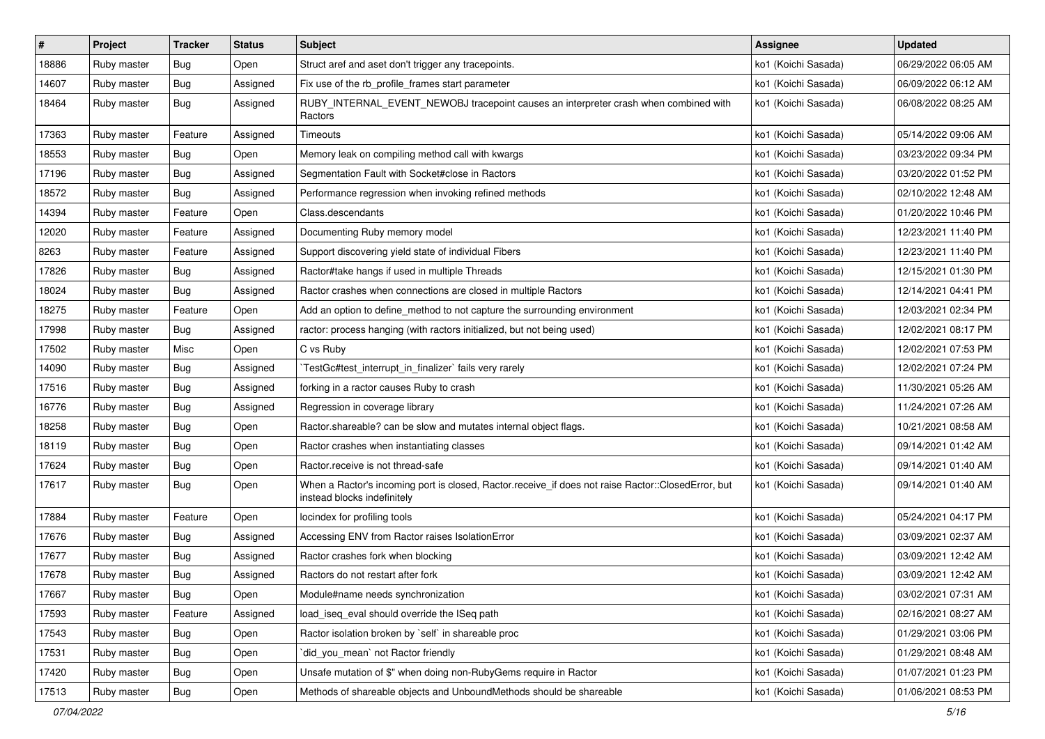| # | Project | Tracker | Status | Subject | Assignee | Updated |
|---|---|---|---|---|---|---|
| 18886 | Ruby master | Bug | Open | Struct aref and aset don't trigger any tracepoints. | ko1 (Koichi Sasada) | 06/29/2022 06:05 AM |
| 14607 | Ruby master | Bug | Assigned | Fix use of the rb_profile_frames start parameter | ko1 (Koichi Sasada) | 06/09/2022 06:12 AM |
| 18464 | Ruby master | Bug | Assigned | RUBY_INTERNAL_EVENT_NEWOBJ tracepoint causes an interpreter crash when combined with Ractors | ko1 (Koichi Sasada) | 06/08/2022 08:25 AM |
| 17363 | Ruby master | Feature | Assigned | Timeouts | ko1 (Koichi Sasada) | 05/14/2022 09:06 AM |
| 18553 | Ruby master | Bug | Open | Memory leak on compiling method call with kwargs | ko1 (Koichi Sasada) | 03/23/2022 09:34 PM |
| 17196 | Ruby master | Bug | Assigned | Segmentation Fault with Socket#close in Ractors | ko1 (Koichi Sasada) | 03/20/2022 01:52 PM |
| 18572 | Ruby master | Bug | Assigned | Performance regression when invoking refined methods | ko1 (Koichi Sasada) | 02/10/2022 12:48 AM |
| 14394 | Ruby master | Feature | Open | Class.descendants | ko1 (Koichi Sasada) | 01/20/2022 10:46 PM |
| 12020 | Ruby master | Feature | Assigned | Documenting Ruby memory model | ko1 (Koichi Sasada) | 12/23/2021 11:40 PM |
| 8263 | Ruby master | Feature | Assigned | Support discovering yield state of individual Fibers | ko1 (Koichi Sasada) | 12/23/2021 11:40 PM |
| 17826 | Ruby master | Bug | Assigned | Ractor#take hangs if used in multiple Threads | ko1 (Koichi Sasada) | 12/15/2021 01:30 PM |
| 18024 | Ruby master | Bug | Assigned | Ractor crashes when connections are closed in multiple Ractors | ko1 (Koichi Sasada) | 12/14/2021 04:41 PM |
| 18275 | Ruby master | Feature | Open | Add an option to define_method to not capture the surrounding environment | ko1 (Koichi Sasada) | 12/03/2021 02:34 PM |
| 17998 | Ruby master | Bug | Assigned | ractor: process hanging (with ractors initialized, but not being used) | ko1 (Koichi Sasada) | 12/02/2021 08:17 PM |
| 17502 | Ruby master | Misc | Open | C vs Ruby | ko1 (Koichi Sasada) | 12/02/2021 07:53 PM |
| 14090 | Ruby master | Bug | Assigned | `TestGc#test_interrupt_in_finalizer` fails very rarely | ko1 (Koichi Sasada) | 12/02/2021 07:24 PM |
| 17516 | Ruby master | Bug | Assigned | forking in a ractor causes Ruby to crash | ko1 (Koichi Sasada) | 11/30/2021 05:26 AM |
| 16776 | Ruby master | Bug | Assigned | Regression in coverage library | ko1 (Koichi Sasada) | 11/24/2021 07:26 AM |
| 18258 | Ruby master | Bug | Open | Ractor.shareable? can be slow and mutates internal object flags. | ko1 (Koichi Sasada) | 10/21/2021 08:58 AM |
| 18119 | Ruby master | Bug | Open | Ractor crashes when instantiating classes | ko1 (Koichi Sasada) | 09/14/2021 01:42 AM |
| 17624 | Ruby master | Bug | Open | Ractor.receive is not thread-safe | ko1 (Koichi Sasada) | 09/14/2021 01:40 AM |
| 17617 | Ruby master | Bug | Open | When a Ractor's incoming port is closed, Ractor.receive_if does not raise Ractor::ClosedError, but instead blocks indefinitely | ko1 (Koichi Sasada) | 09/14/2021 01:40 AM |
| 17884 | Ruby master | Feature | Open | locindex for profiling tools | ko1 (Koichi Sasada) | 05/24/2021 04:17 PM |
| 17676 | Ruby master | Bug | Assigned | Accessing ENV from Ractor raises IsolationError | ko1 (Koichi Sasada) | 03/09/2021 02:37 AM |
| 17677 | Ruby master | Bug | Assigned | Ractor crashes fork when blocking | ko1 (Koichi Sasada) | 03/09/2021 12:42 AM |
| 17678 | Ruby master | Bug | Assigned | Ractors do not restart after fork | ko1 (Koichi Sasada) | 03/09/2021 12:42 AM |
| 17667 | Ruby master | Bug | Open | Module#name needs synchronization | ko1 (Koichi Sasada) | 03/02/2021 07:31 AM |
| 17593 | Ruby master | Feature | Assigned | load_iseq_eval should override the ISeq path | ko1 (Koichi Sasada) | 02/16/2021 08:27 AM |
| 17543 | Ruby master | Bug | Open | Ractor isolation broken by `self` in shareable proc | ko1 (Koichi Sasada) | 01/29/2021 03:06 PM |
| 17531 | Ruby master | Bug | Open | `did_you_mean` not Ractor friendly | ko1 (Koichi Sasada) | 01/29/2021 08:48 AM |
| 17420 | Ruby master | Bug | Open | Unsafe mutation of $" when doing non-RubyGems require in Ractor | ko1 (Koichi Sasada) | 01/07/2021 01:23 PM |
| 17513 | Ruby master | Bug | Open | Methods of shareable objects and UnboundMethods should be shareable | ko1 (Koichi Sasada) | 01/06/2021 08:53 PM |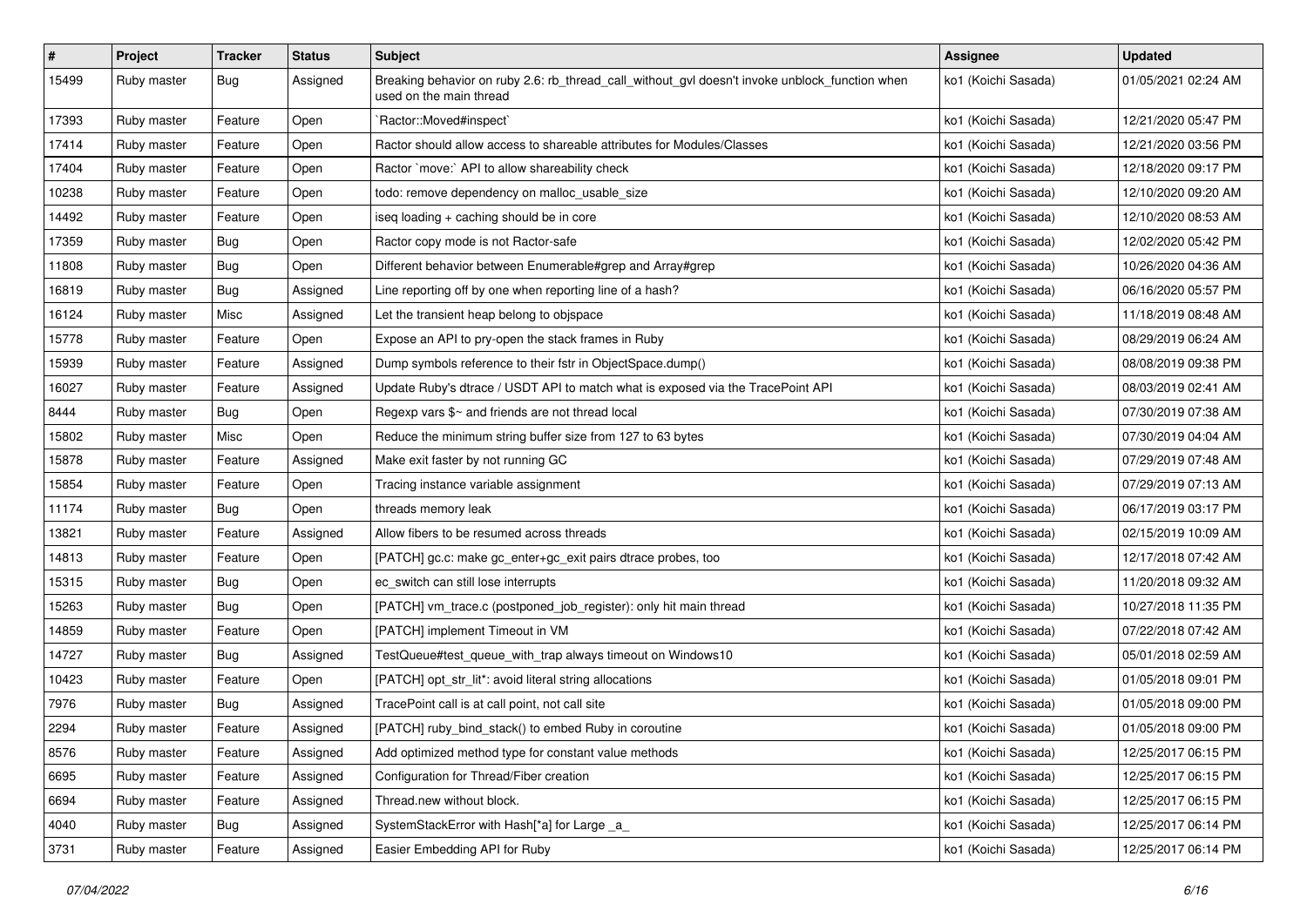| # | Project | Tracker | Status | Subject | Assignee | Updated |
|---|---|---|---|---|---|---|
| 15499 | Ruby master | Bug | Assigned | Breaking behavior on ruby 2.6: rb_thread_call_without_gvl doesn't invoke unblock_function when used on the main thread | ko1 (Koichi Sasada) | 01/05/2021 02:24 AM |
| 17393 | Ruby master | Feature | Open | `Ractor::Moved#inspect` | ko1 (Koichi Sasada) | 12/21/2020 05:47 PM |
| 17414 | Ruby master | Feature | Open | Ractor should allow access to shareable attributes for Modules/Classes | ko1 (Koichi Sasada) | 12/21/2020 03:56 PM |
| 17404 | Ruby master | Feature | Open | Ractor `move:` API to allow shareability check | ko1 (Koichi Sasada) | 12/18/2020 09:17 PM |
| 10238 | Ruby master | Feature | Open | todo: remove dependency on malloc_usable_size | ko1 (Koichi Sasada) | 12/10/2020 09:20 AM |
| 14492 | Ruby master | Feature | Open | iseq loading + caching should be in core | ko1 (Koichi Sasada) | 12/10/2020 08:53 AM |
| 17359 | Ruby master | Bug | Open | Ractor copy mode is not Ractor-safe | ko1 (Koichi Sasada) | 12/02/2020 05:42 PM |
| 11808 | Ruby master | Bug | Open | Different behavior between Enumerable#grep and Array#grep | ko1 (Koichi Sasada) | 10/26/2020 04:36 AM |
| 16819 | Ruby master | Bug | Assigned | Line reporting off by one when reporting line of a hash? | ko1 (Koichi Sasada) | 06/16/2020 05:57 PM |
| 16124 | Ruby master | Misc | Assigned | Let the transient heap belong to objspace | ko1 (Koichi Sasada) | 11/18/2019 08:48 AM |
| 15778 | Ruby master | Feature | Open | Expose an API to pry-open the stack frames in Ruby | ko1 (Koichi Sasada) | 08/29/2019 06:24 AM |
| 15939 | Ruby master | Feature | Assigned | Dump symbols reference to their fstr in ObjectSpace.dump() | ko1 (Koichi Sasada) | 08/08/2019 09:38 PM |
| 16027 | Ruby master | Feature | Assigned | Update Ruby's dtrace / USDT API to match what is exposed via the TracePoint API | ko1 (Koichi Sasada) | 08/03/2019 02:41 AM |
| 8444 | Ruby master | Bug | Open | Regexp vars $~ and friends are not thread local | ko1 (Koichi Sasada) | 07/30/2019 07:38 AM |
| 15802 | Ruby master | Misc | Open | Reduce the minimum string buffer size from 127 to 63 bytes | ko1 (Koichi Sasada) | 07/30/2019 04:04 AM |
| 15878 | Ruby master | Feature | Assigned | Make exit faster by not running GC | ko1 (Koichi Sasada) | 07/29/2019 07:48 AM |
| 15854 | Ruby master | Feature | Open | Tracing instance variable assignment | ko1 (Koichi Sasada) | 07/29/2019 07:13 AM |
| 11174 | Ruby master | Bug | Open | threads memory leak | ko1 (Koichi Sasada) | 06/17/2019 03:17 PM |
| 13821 | Ruby master | Feature | Assigned | Allow fibers to be resumed across threads | ko1 (Koichi Sasada) | 02/15/2019 10:09 AM |
| 14813 | Ruby master | Feature | Open | [PATCH] gc.c: make gc_enter+gc_exit pairs dtrace probes, too | ko1 (Koichi Sasada) | 12/17/2018 07:42 AM |
| 15315 | Ruby master | Bug | Open | ec_switch can still lose interrupts | ko1 (Koichi Sasada) | 11/20/2018 09:32 AM |
| 15263 | Ruby master | Bug | Open | [PATCH] vm_trace.c (postponed_job_register): only hit main thread | ko1 (Koichi Sasada) | 10/27/2018 11:35 PM |
| 14859 | Ruby master | Feature | Open | [PATCH] implement Timeout in VM | ko1 (Koichi Sasada) | 07/22/2018 07:42 AM |
| 14727 | Ruby master | Bug | Assigned | TestQueue#test_queue_with_trap always timeout on Windows10 | ko1 (Koichi Sasada) | 05/01/2018 02:59 AM |
| 10423 | Ruby master | Feature | Open | [PATCH] opt_str_lit*: avoid literal string allocations | ko1 (Koichi Sasada) | 01/05/2018 09:01 PM |
| 7976 | Ruby master | Bug | Assigned | TracePoint call is at call point, not call site | ko1 (Koichi Sasada) | 01/05/2018 09:00 PM |
| 2294 | Ruby master | Feature | Assigned | [PATCH] ruby_bind_stack() to embed Ruby in coroutine | ko1 (Koichi Sasada) | 01/05/2018 09:00 PM |
| 8576 | Ruby master | Feature | Assigned | Add optimized method type for constant value methods | ko1 (Koichi Sasada) | 12/25/2017 06:15 PM |
| 6695 | Ruby master | Feature | Assigned | Configuration for Thread/Fiber creation | ko1 (Koichi Sasada) | 12/25/2017 06:15 PM |
| 6694 | Ruby master | Feature | Assigned | Thread.new without block. | ko1 (Koichi Sasada) | 12/25/2017 06:15 PM |
| 4040 | Ruby master | Bug | Assigned | SystemStackError with Hash[*a] for Large _a_ | ko1 (Koichi Sasada) | 12/25/2017 06:14 PM |
| 3731 | Ruby master | Feature | Assigned | Easier Embedding API for Ruby | ko1 (Koichi Sasada) | 12/25/2017 06:14 PM |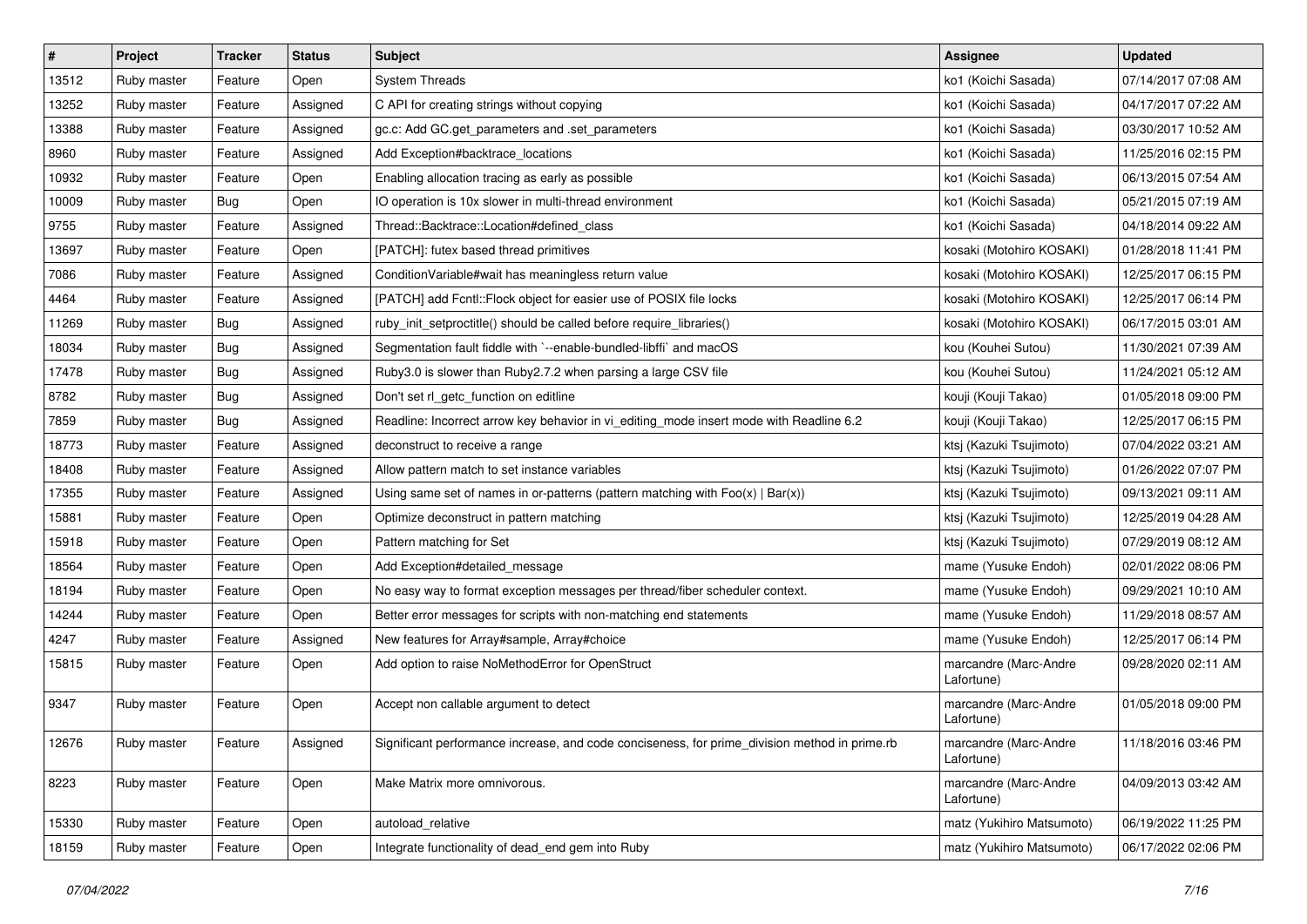| # | Project | Tracker | Status | Subject | Assignee | Updated |
|---|---|---|---|---|---|---|
| 13512 | Ruby master | Feature | Open | System Threads | ko1 (Koichi Sasada) | 07/14/2017 07:08 AM |
| 13252 | Ruby master | Feature | Assigned | C API for creating strings without copying | ko1 (Koichi Sasada) | 04/17/2017 07:22 AM |
| 13388 | Ruby master | Feature | Assigned | gc.c: Add GC.get_parameters and .set_parameters | ko1 (Koichi Sasada) | 03/30/2017 10:52 AM |
| 8960 | Ruby master | Feature | Assigned | Add Exception#backtrace_locations | ko1 (Koichi Sasada) | 11/25/2016 02:15 PM |
| 10932 | Ruby master | Feature | Open | Enabling allocation tracing as early as possible | ko1 (Koichi Sasada) | 06/13/2015 07:54 AM |
| 10009 | Ruby master | Bug | Open | IO operation is 10x slower in multi-thread environment | ko1 (Koichi Sasada) | 05/21/2015 07:19 AM |
| 9755 | Ruby master | Feature | Assigned | Thread::Backtrace::Location#defined_class | ko1 (Koichi Sasada) | 04/18/2014 09:22 AM |
| 13697 | Ruby master | Feature | Open | [PATCH]: futex based thread primitives | kosaki (Motohiro KOSAKI) | 01/28/2018 11:41 PM |
| 7086 | Ruby master | Feature | Assigned | ConditionVariable#wait has meaningless return value | kosaki (Motohiro KOSAKI) | 12/25/2017 06:15 PM |
| 4464 | Ruby master | Feature | Assigned | [PATCH] add Fcntl::Flock object for easier use of POSIX file locks | kosaki (Motohiro KOSAKI) | 12/25/2017 06:14 PM |
| 11269 | Ruby master | Bug | Assigned | ruby_init_setproctitle() should be called before require_libraries() | kosaki (Motohiro KOSAKI) | 06/17/2015 03:01 AM |
| 18034 | Ruby master | Bug | Assigned | Segmentation fault fiddle with `--enable-bundled-libffi` and macOS | kou (Kouhei Sutou) | 11/30/2021 07:39 AM |
| 17478 | Ruby master | Bug | Assigned | Ruby3.0 is slower than Ruby2.7.2 when parsing a large CSV file | kou (Kouhei Sutou) | 11/24/2021 05:12 AM |
| 8782 | Ruby master | Bug | Assigned | Don't set rl_getc_function on editline | kouji (Kouji Takao) | 01/05/2018 09:00 PM |
| 7859 | Ruby master | Bug | Assigned | Readline: Incorrect arrow key behavior in vi_editing_mode insert mode with Readline 6.2 | kouji (Kouji Takao) | 12/25/2017 06:15 PM |
| 18773 | Ruby master | Feature | Assigned | deconstruct to receive a range | ktsj (Kazuki Tsujimoto) | 07/04/2022 03:21 AM |
| 18408 | Ruby master | Feature | Assigned | Allow pattern match to set instance variables | ktsj (Kazuki Tsujimoto) | 01/26/2022 07:07 PM |
| 17355 | Ruby master | Feature | Assigned | Using same set of names in or-patterns (pattern matching with Foo(x) \| Bar(x)) | ktsj (Kazuki Tsujimoto) | 09/13/2021 09:11 AM |
| 15881 | Ruby master | Feature | Open | Optimize deconstruct in pattern matching | ktsj (Kazuki Tsujimoto) | 12/25/2019 04:28 AM |
| 15918 | Ruby master | Feature | Open | Pattern matching for Set | ktsj (Kazuki Tsujimoto) | 07/29/2019 08:12 AM |
| 18564 | Ruby master | Feature | Open | Add Exception#detailed_message | mame (Yusuke Endoh) | 02/01/2022 08:06 PM |
| 18194 | Ruby master | Feature | Open | No easy way to format exception messages per thread/fiber scheduler context. | mame (Yusuke Endoh) | 09/29/2021 10:10 AM |
| 14244 | Ruby master | Feature | Open | Better error messages for scripts with non-matching end statements | mame (Yusuke Endoh) | 11/29/2018 08:57 AM |
| 4247 | Ruby master | Feature | Assigned | New features for Array#sample, Array#choice | mame (Yusuke Endoh) | 12/25/2017 06:14 PM |
| 15815 | Ruby master | Feature | Open | Add option to raise NoMethodError for OpenStruct | marcandre (Marc-Andre Lafortune) | 09/28/2020 02:11 AM |
| 9347 | Ruby master | Feature | Open | Accept non callable argument to detect | marcandre (Marc-Andre Lafortune) | 01/05/2018 09:00 PM |
| 12676 | Ruby master | Feature | Assigned | Significant performance increase, and code conciseness, for prime_division method in prime.rb | marcandre (Marc-Andre Lafortune) | 11/18/2016 03:46 PM |
| 8223 | Ruby master | Feature | Open | Make Matrix more omnivorous. | marcandre (Marc-Andre Lafortune) | 04/09/2013 03:42 AM |
| 15330 | Ruby master | Feature | Open | autoload_relative | matz (Yukihiro Matsumoto) | 06/19/2022 11:25 PM |
| 18159 | Ruby master | Feature | Open | Integrate functionality of dead_end gem into Ruby | matz (Yukihiro Matsumoto) | 06/17/2022 02:06 PM |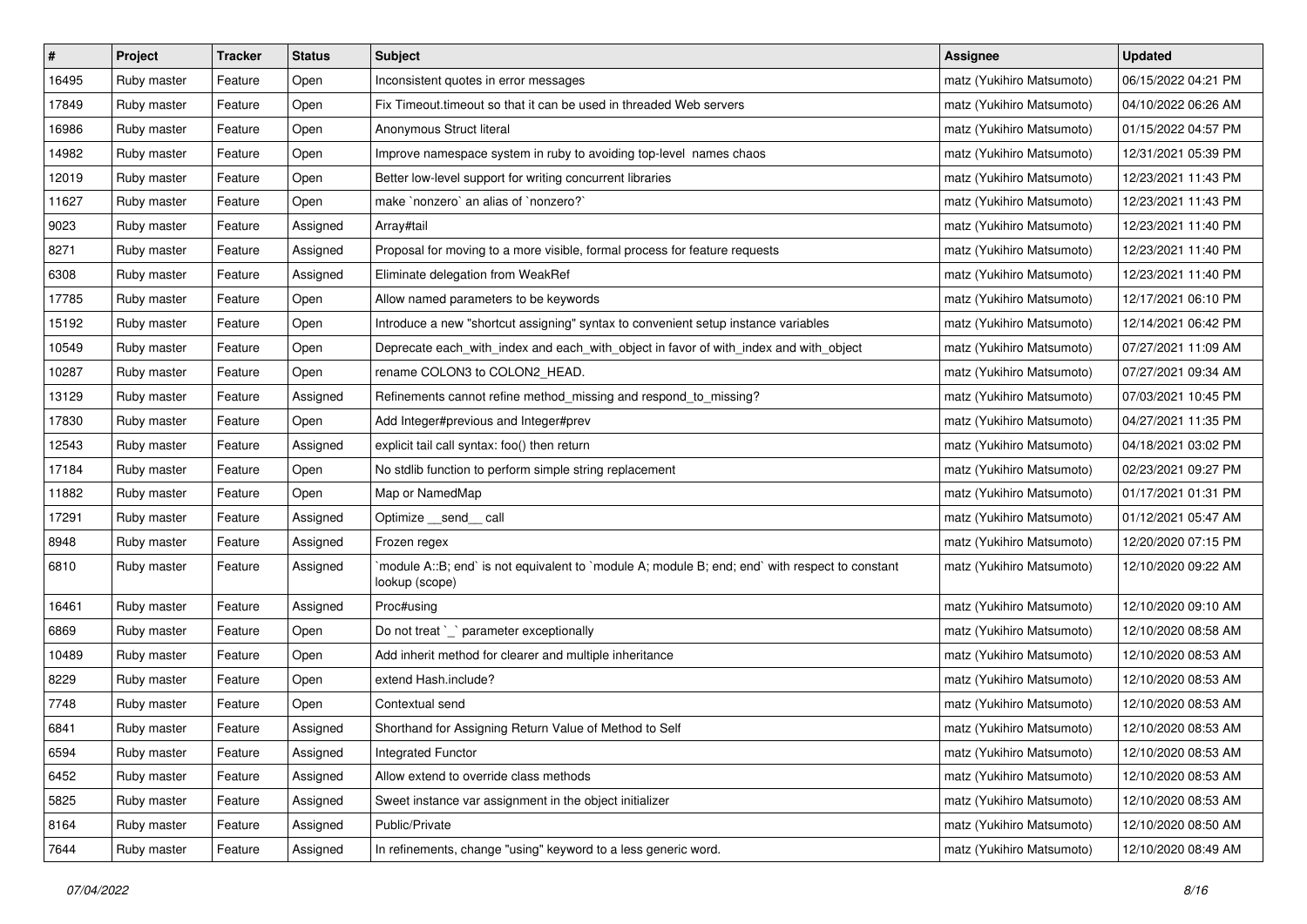| # | Project | Tracker | Status | Subject | Assignee | Updated |
|---|---|---|---|---|---|---|
| 16495 | Ruby master | Feature | Open | Inconsistent quotes in error messages | matz (Yukihiro Matsumoto) | 06/15/2022 04:21 PM |
| 17849 | Ruby master | Feature | Open | Fix Timeout.timeout so that it can be used in threaded Web servers | matz (Yukihiro Matsumoto) | 04/10/2022 06:26 AM |
| 16986 | Ruby master | Feature | Open | Anonymous Struct literal | matz (Yukihiro Matsumoto) | 01/15/2022 04:57 PM |
| 14982 | Ruby master | Feature | Open | Improve namespace system in ruby to avoiding top-level names chaos | matz (Yukihiro Matsumoto) | 12/31/2021 05:39 PM |
| 12019 | Ruby master | Feature | Open | Better low-level support for writing concurrent libraries | matz (Yukihiro Matsumoto) | 12/23/2021 11:43 PM |
| 11627 | Ruby master | Feature | Open | make `nonzero` an alias of `nonzero?` | matz (Yukihiro Matsumoto) | 12/23/2021 11:43 PM |
| 9023 | Ruby master | Feature | Assigned | Array#tail | matz (Yukihiro Matsumoto) | 12/23/2021 11:40 PM |
| 8271 | Ruby master | Feature | Assigned | Proposal for moving to a more visible, formal process for feature requests | matz (Yukihiro Matsumoto) | 12/23/2021 11:40 PM |
| 6308 | Ruby master | Feature | Assigned | Eliminate delegation from WeakRef | matz (Yukihiro Matsumoto) | 12/23/2021 11:40 PM |
| 17785 | Ruby master | Feature | Open | Allow named parameters to be keywords | matz (Yukihiro Matsumoto) | 12/17/2021 06:10 PM |
| 15192 | Ruby master | Feature | Open | Introduce a new "shortcut assigning" syntax to convenient setup instance variables | matz (Yukihiro Matsumoto) | 12/14/2021 06:42 PM |
| 10549 | Ruby master | Feature | Open | Deprecate each_with_index and each_with_object in favor of with_index and with_object | matz (Yukihiro Matsumoto) | 07/27/2021 11:09 AM |
| 10287 | Ruby master | Feature | Open | rename COLON3 to COLON2_HEAD. | matz (Yukihiro Matsumoto) | 07/27/2021 09:34 AM |
| 13129 | Ruby master | Feature | Assigned | Refinements cannot refine method_missing and respond_to_missing? | matz (Yukihiro Matsumoto) | 07/03/2021 10:45 PM |
| 17830 | Ruby master | Feature | Open | Add Integer#previous and Integer#prev | matz (Yukihiro Matsumoto) | 04/27/2021 11:35 PM |
| 12543 | Ruby master | Feature | Assigned | explicit tail call syntax: foo() then return | matz (Yukihiro Matsumoto) | 04/18/2021 03:02 PM |
| 17184 | Ruby master | Feature | Open | No stdlib function to perform simple string replacement | matz (Yukihiro Matsumoto) | 02/23/2021 09:27 PM |
| 11882 | Ruby master | Feature | Open | Map or NamedMap | matz (Yukihiro Matsumoto) | 01/17/2021 01:31 PM |
| 17291 | Ruby master | Feature | Assigned | Optimize __send__ call | matz (Yukihiro Matsumoto) | 01/12/2021 05:47 AM |
| 8948 | Ruby master | Feature | Assigned | Frozen regex | matz (Yukihiro Matsumoto) | 12/20/2020 07:15 PM |
| 6810 | Ruby master | Feature | Assigned | `module A::B; end` is not equivalent to `module A; module B; end; end` with respect to constant lookup (scope) | matz (Yukihiro Matsumoto) | 12/10/2020 09:22 AM |
| 16461 | Ruby master | Feature | Assigned | Proc#using | matz (Yukihiro Matsumoto) | 12/10/2020 09:10 AM |
| 6869 | Ruby master | Feature | Open | Do not treat `_` parameter exceptionally | matz (Yukihiro Matsumoto) | 12/10/2020 08:58 AM |
| 10489 | Ruby master | Feature | Open | Add inherit method for clearer and multiple inheritance | matz (Yukihiro Matsumoto) | 12/10/2020 08:53 AM |
| 8229 | Ruby master | Feature | Open | extend Hash.include? | matz (Yukihiro Matsumoto) | 12/10/2020 08:53 AM |
| 7748 | Ruby master | Feature | Open | Contextual send | matz (Yukihiro Matsumoto) | 12/10/2020 08:53 AM |
| 6841 | Ruby master | Feature | Assigned | Shorthand for Assigning Return Value of Method to Self | matz (Yukihiro Matsumoto) | 12/10/2020 08:53 AM |
| 6594 | Ruby master | Feature | Assigned | Integrated Functor | matz (Yukihiro Matsumoto) | 12/10/2020 08:53 AM |
| 6452 | Ruby master | Feature | Assigned | Allow extend to override class methods | matz (Yukihiro Matsumoto) | 12/10/2020 08:53 AM |
| 5825 | Ruby master | Feature | Assigned | Sweet instance var assignment in the object initializer | matz (Yukihiro Matsumoto) | 12/10/2020 08:53 AM |
| 8164 | Ruby master | Feature | Assigned | Public/Private | matz (Yukihiro Matsumoto) | 12/10/2020 08:50 AM |
| 7644 | Ruby master | Feature | Assigned | In refinements, change "using" keyword to a less generic word. | matz (Yukihiro Matsumoto) | 12/10/2020 08:49 AM |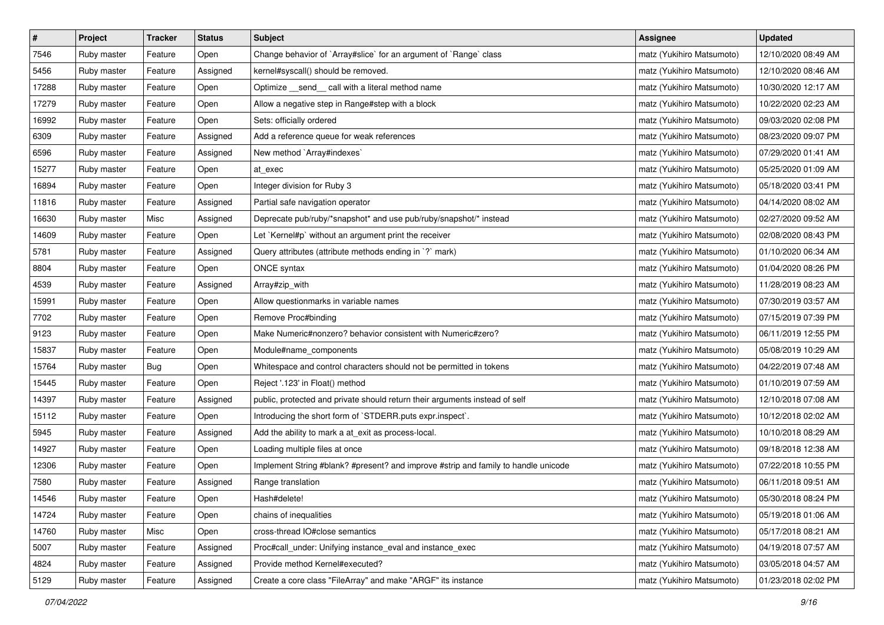| # | Project | Tracker | Status | Subject | Assignee | Updated |
|---|---|---|---|---|---|---|
| 7546 | Ruby master | Feature | Open | Change behavior of `Array#slice` for an argument of `Range` class | matz (Yukihiro Matsumoto) | 12/10/2020 08:49 AM |
| 5456 | Ruby master | Feature | Assigned | kernel#syscall() should be removed. | matz (Yukihiro Matsumoto) | 12/10/2020 08:46 AM |
| 17288 | Ruby master | Feature | Open | Optimize __send__ call with a literal method name | matz (Yukihiro Matsumoto) | 10/30/2020 12:17 AM |
| 17279 | Ruby master | Feature | Open | Allow a negative step in Range#step with a block | matz (Yukihiro Matsumoto) | 10/22/2020 02:23 AM |
| 16992 | Ruby master | Feature | Open | Sets: officially ordered | matz (Yukihiro Matsumoto) | 09/03/2020 02:08 PM |
| 6309 | Ruby master | Feature | Assigned | Add a reference queue for weak references | matz (Yukihiro Matsumoto) | 08/23/2020 09:07 PM |
| 6596 | Ruby master | Feature | Assigned | New method `Array#indexes` | matz (Yukihiro Matsumoto) | 07/29/2020 01:41 AM |
| 15277 | Ruby master | Feature | Open | at_exec | matz (Yukihiro Matsumoto) | 05/25/2020 01:09 AM |
| 16894 | Ruby master | Feature | Open | Integer division for Ruby 3 | matz (Yukihiro Matsumoto) | 05/18/2020 03:41 PM |
| 11816 | Ruby master | Feature | Assigned | Partial safe navigation operator | matz (Yukihiro Matsumoto) | 04/14/2020 08:02 AM |
| 16630 | Ruby master | Misc | Assigned | Deprecate pub/ruby/*snapshot* and use pub/ruby/snapshot/* instead | matz (Yukihiro Matsumoto) | 02/27/2020 09:52 AM |
| 14609 | Ruby master | Feature | Open | Let `Kernel#p` without an argument print the receiver | matz (Yukihiro Matsumoto) | 02/08/2020 08:43 PM |
| 5781 | Ruby master | Feature | Assigned | Query attributes (attribute methods ending in `?` mark) | matz (Yukihiro Matsumoto) | 01/10/2020 06:34 AM |
| 8804 | Ruby master | Feature | Open | ONCE syntax | matz (Yukihiro Matsumoto) | 01/04/2020 08:26 PM |
| 4539 | Ruby master | Feature | Assigned | Array#zip_with | matz (Yukihiro Matsumoto) | 11/28/2019 08:23 AM |
| 15991 | Ruby master | Feature | Open | Allow questionmarks in variable names | matz (Yukihiro Matsumoto) | 07/30/2019 03:57 AM |
| 7702 | Ruby master | Feature | Open | Remove Proc#binding | matz (Yukihiro Matsumoto) | 07/15/2019 07:39 PM |
| 9123 | Ruby master | Feature | Open | Make Numeric#nonzero? behavior consistent with Numeric#zero? | matz (Yukihiro Matsumoto) | 06/11/2019 12:55 PM |
| 15837 | Ruby master | Feature | Open | Module#name_components | matz (Yukihiro Matsumoto) | 05/08/2019 10:29 AM |
| 15764 | Ruby master | Bug | Open | Whitespace and control characters should not be permitted in tokens | matz (Yukihiro Matsumoto) | 04/22/2019 07:48 AM |
| 15445 | Ruby master | Feature | Open | Reject '.123' in Float() method | matz (Yukihiro Matsumoto) | 01/10/2019 07:59 AM |
| 14397 | Ruby master | Feature | Assigned | public, protected and private should return their arguments instead of self | matz (Yukihiro Matsumoto) | 12/10/2018 07:08 AM |
| 15112 | Ruby master | Feature | Open | Introducing the short form of `STDERR.puts expr.inspect`. | matz (Yukihiro Matsumoto) | 10/12/2018 02:02 AM |
| 5945 | Ruby master | Feature | Assigned | Add the ability to mark a at_exit as process-local. | matz (Yukihiro Matsumoto) | 10/10/2018 08:29 AM |
| 14927 | Ruby master | Feature | Open | Loading multiple files at once | matz (Yukihiro Matsumoto) | 09/18/2018 12:38 AM |
| 12306 | Ruby master | Feature | Open | Implement String #blank? #present? and improve #strip and family to handle unicode | matz (Yukihiro Matsumoto) | 07/22/2018 10:55 PM |
| 7580 | Ruby master | Feature | Assigned | Range translation | matz (Yukihiro Matsumoto) | 06/11/2018 09:51 AM |
| 14546 | Ruby master | Feature | Open | Hash#delete! | matz (Yukihiro Matsumoto) | 05/30/2018 08:24 PM |
| 14724 | Ruby master | Feature | Open | chains of inequalities | matz (Yukihiro Matsumoto) | 05/19/2018 01:06 AM |
| 14760 | Ruby master | Misc | Open | cross-thread IO#close semantics | matz (Yukihiro Matsumoto) | 05/17/2018 08:21 AM |
| 5007 | Ruby master | Feature | Assigned | Proc#call_under: Unifying instance_eval and instance_exec | matz (Yukihiro Matsumoto) | 04/19/2018 07:57 AM |
| 4824 | Ruby master | Feature | Assigned | Provide method Kernel#executed? | matz (Yukihiro Matsumoto) | 03/05/2018 04:57 AM |
| 5129 | Ruby master | Feature | Assigned | Create a core class "FileArray" and make "ARGF" its instance | matz (Yukihiro Matsumoto) | 01/23/2018 02:02 PM |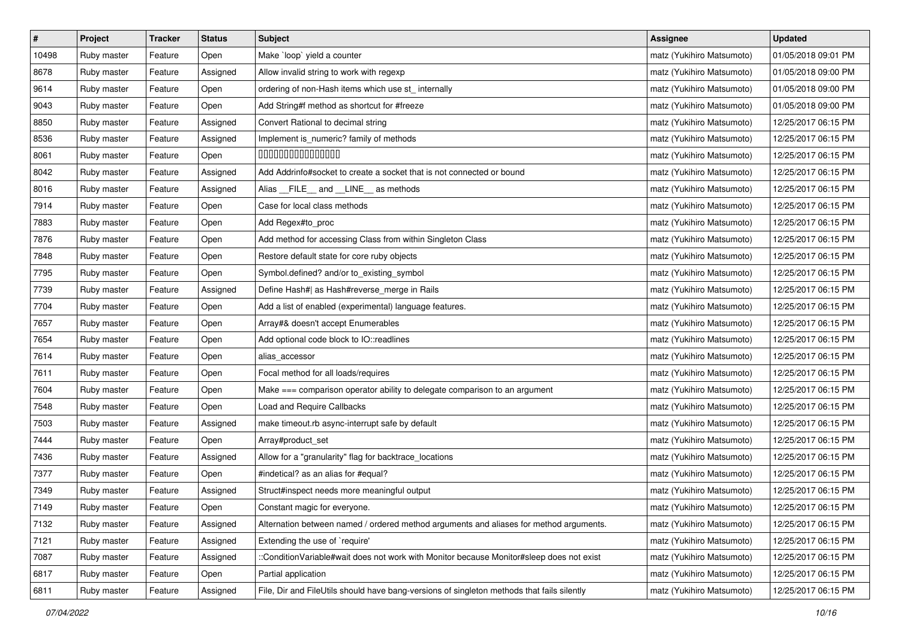| # | Project | Tracker | Status | Subject | Assignee | Updated |
|---|---|---|---|---|---|---|
| 10498 | Ruby master | Feature | Open | Make `loop` yield a counter | matz (Yukihiro Matsumoto) | 01/05/2018 09:01 PM |
| 8678 | Ruby master | Feature | Assigned | Allow invalid string to work with regexp | matz (Yukihiro Matsumoto) | 01/05/2018 09:00 PM |
| 9614 | Ruby master | Feature | Open | ordering of non-Hash items which use st_ internally | matz (Yukihiro Matsumoto) | 01/05/2018 09:00 PM |
| 9043 | Ruby master | Feature | Open | Add String#f method as shortcut for #freeze | matz (Yukihiro Matsumoto) | 01/05/2018 09:00 PM |
| 8850 | Ruby master | Feature | Assigned | Convert Rational to decimal string | matz (Yukihiro Matsumoto) | 12/25/2017 06:15 PM |
| 8536 | Ruby master | Feature | Assigned | Implement is_numeric? family of methods | matz (Yukihiro Matsumoto) | 12/25/2017 06:15 PM |
| 8061 | Ruby master | Feature | Open | □□□□□□□□□□□□□□□□ | matz (Yukihiro Matsumoto) | 12/25/2017 06:15 PM |
| 8042 | Ruby master | Feature | Assigned | Add Addrinfo#socket to create a socket that is not connected or bound | matz (Yukihiro Matsumoto) | 12/25/2017 06:15 PM |
| 8016 | Ruby master | Feature | Assigned | Alias __FILE__ and __LINE__ as methods | matz (Yukihiro Matsumoto) | 12/25/2017 06:15 PM |
| 7914 | Ruby master | Feature | Open | Case for local class methods | matz (Yukihiro Matsumoto) | 12/25/2017 06:15 PM |
| 7883 | Ruby master | Feature | Open | Add Regex#to_proc | matz (Yukihiro Matsumoto) | 12/25/2017 06:15 PM |
| 7876 | Ruby master | Feature | Open | Add method for accessing Class from within Singleton Class | matz (Yukihiro Matsumoto) | 12/25/2017 06:15 PM |
| 7848 | Ruby master | Feature | Open | Restore default state for core ruby objects | matz (Yukihiro Matsumoto) | 12/25/2017 06:15 PM |
| 7795 | Ruby master | Feature | Open | Symbol.defined? and/or to_existing_symbol | matz (Yukihiro Matsumoto) | 12/25/2017 06:15 PM |
| 7739 | Ruby master | Feature | Assigned | Define Hash#\| as Hash#reverse_merge in Rails | matz (Yukihiro Matsumoto) | 12/25/2017 06:15 PM |
| 7704 | Ruby master | Feature | Open | Add a list of enabled (experimental) language features. | matz (Yukihiro Matsumoto) | 12/25/2017 06:15 PM |
| 7657 | Ruby master | Feature | Open | Array#& doesn't accept Enumerables | matz (Yukihiro Matsumoto) | 12/25/2017 06:15 PM |
| 7654 | Ruby master | Feature | Open | Add optional code block to IO::readlines | matz (Yukihiro Matsumoto) | 12/25/2017 06:15 PM |
| 7614 | Ruby master | Feature | Open | alias_accessor | matz (Yukihiro Matsumoto) | 12/25/2017 06:15 PM |
| 7611 | Ruby master | Feature | Open | Focal method for all loads/requires | matz (Yukihiro Matsumoto) | 12/25/2017 06:15 PM |
| 7604 | Ruby master | Feature | Open | Make === comparison operator ability to delegate comparison to an argument | matz (Yukihiro Matsumoto) | 12/25/2017 06:15 PM |
| 7548 | Ruby master | Feature | Open | Load and Require Callbacks | matz (Yukihiro Matsumoto) | 12/25/2017 06:15 PM |
| 7503 | Ruby master | Feature | Assigned | make timeout.rb async-interrupt safe by default | matz (Yukihiro Matsumoto) | 12/25/2017 06:15 PM |
| 7444 | Ruby master | Feature | Open | Array#product_set | matz (Yukihiro Matsumoto) | 12/25/2017 06:15 PM |
| 7436 | Ruby master | Feature | Assigned | Allow for a "granularity" flag for backtrace_locations | matz (Yukihiro Matsumoto) | 12/25/2017 06:15 PM |
| 7377 | Ruby master | Feature | Open | #indetical? as an alias for #equal? | matz (Yukihiro Matsumoto) | 12/25/2017 06:15 PM |
| 7349 | Ruby master | Feature | Assigned | Struct#inspect needs more meaningful output | matz (Yukihiro Matsumoto) | 12/25/2017 06:15 PM |
| 7149 | Ruby master | Feature | Open | Constant magic for everyone. | matz (Yukihiro Matsumoto) | 12/25/2017 06:15 PM |
| 7132 | Ruby master | Feature | Assigned | Alternation between named / ordered method arguments and aliases for method arguments. | matz (Yukihiro Matsumoto) | 12/25/2017 06:15 PM |
| 7121 | Ruby master | Feature | Assigned | Extending the use of `require' | matz (Yukihiro Matsumoto) | 12/25/2017 06:15 PM |
| 7087 | Ruby master | Feature | Assigned | ::ConditionVariable#wait does not work with Monitor because Monitor#sleep does not exist | matz (Yukihiro Matsumoto) | 12/25/2017 06:15 PM |
| 6817 | Ruby master | Feature | Open | Partial application | matz (Yukihiro Matsumoto) | 12/25/2017 06:15 PM |
| 6811 | Ruby master | Feature | Assigned | File, Dir and FileUtils should have bang-versions of singleton methods that fails silently | matz (Yukihiro Matsumoto) | 12/25/2017 06:15 PM |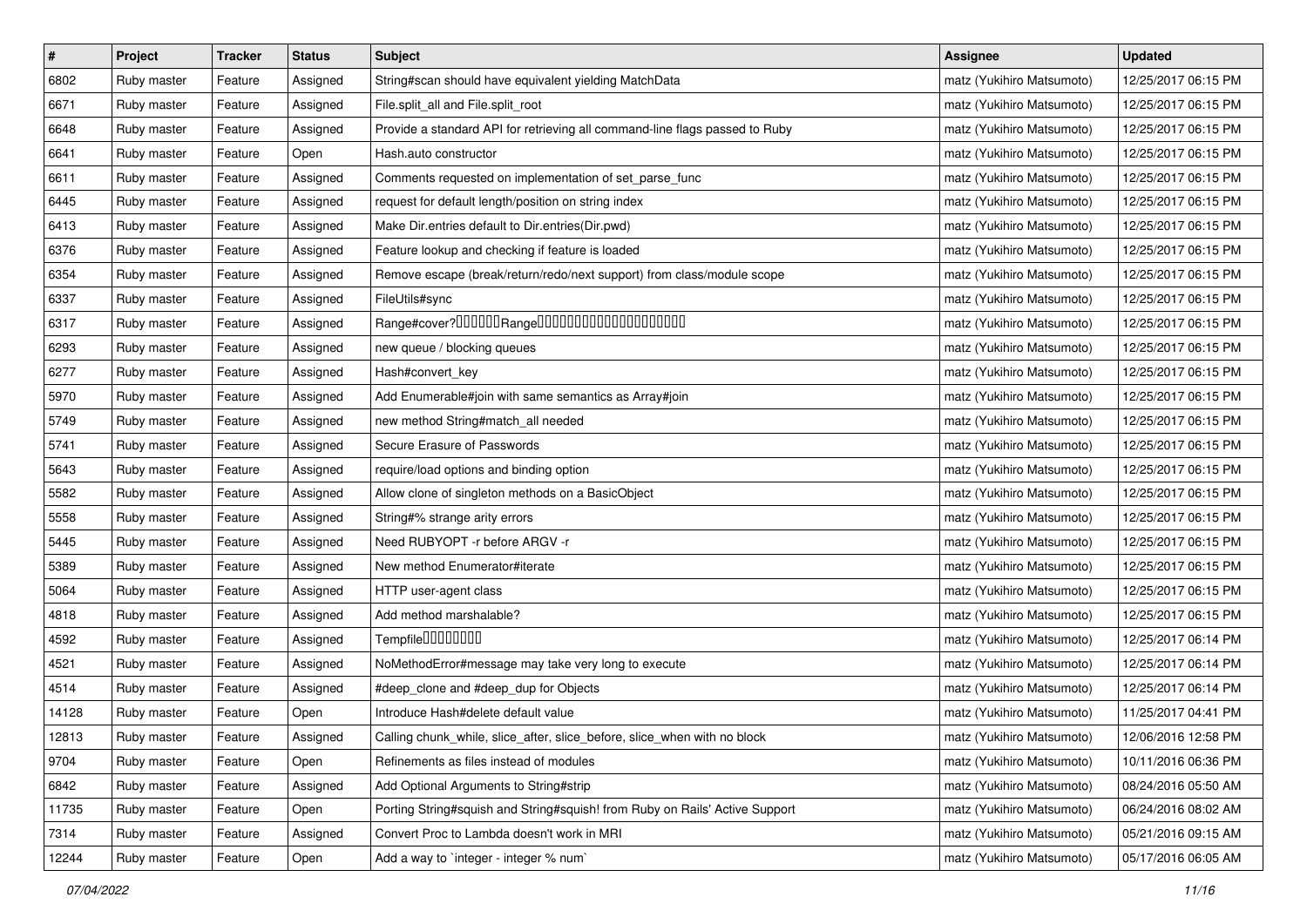| # | Project | Tracker | Status | Subject | Assignee | Updated |
|---|---|---|---|---|---|---|
| 6802 | Ruby master | Feature | Assigned | String#scan should have equivalent yielding MatchData | matz (Yukihiro Matsumoto) | 12/25/2017 06:15 PM |
| 6671 | Ruby master | Feature | Assigned | File.split_all and File.split_root | matz (Yukihiro Matsumoto) | 12/25/2017 06:15 PM |
| 6648 | Ruby master | Feature | Assigned | Provide a standard API for retrieving all command-line flags passed to Ruby | matz (Yukihiro Matsumoto) | 12/25/2017 06:15 PM |
| 6641 | Ruby master | Feature | Open | Hash.auto constructor | matz (Yukihiro Matsumoto) | 12/25/2017 06:15 PM |
| 6611 | Ruby master | Feature | Assigned | Comments requested on implementation of set_parse_func | matz (Yukihiro Matsumoto) | 12/25/2017 06:15 PM |
| 6445 | Ruby master | Feature | Assigned | request for default length/position on string index | matz (Yukihiro Matsumoto) | 12/25/2017 06:15 PM |
| 6413 | Ruby master | Feature | Assigned | Make Dir.entries default to Dir.entries(Dir.pwd) | matz (Yukihiro Matsumoto) | 12/25/2017 06:15 PM |
| 6376 | Ruby master | Feature | Assigned | Feature lookup and checking if feature is loaded | matz (Yukihiro Matsumoto) | 12/25/2017 06:15 PM |
| 6354 | Ruby master | Feature | Assigned | Remove escape (break/return/redo/next support) from class/module scope | matz (Yukihiro Matsumoto) | 12/25/2017 06:15 PM |
| 6337 | Ruby master | Feature | Assigned | FileUtils#sync | matz (Yukihiro Matsumoto) | 12/25/2017 06:15 PM |
| 6317 | Ruby master | Feature | Assigned | Range#cover?□□□□□□Range□□□□□□□□□□□□□□□□□□□□ | matz (Yukihiro Matsumoto) | 12/25/2017 06:15 PM |
| 6293 | Ruby master | Feature | Assigned | new queue / blocking queues | matz (Yukihiro Matsumoto) | 12/25/2017 06:15 PM |
| 6277 | Ruby master | Feature | Assigned | Hash#convert_key | matz (Yukihiro Matsumoto) | 12/25/2017 06:15 PM |
| 5970 | Ruby master | Feature | Assigned | Add Enumerable#join with same semantics as Array#join | matz (Yukihiro Matsumoto) | 12/25/2017 06:15 PM |
| 5749 | Ruby master | Feature | Assigned | new method String#match_all needed | matz (Yukihiro Matsumoto) | 12/25/2017 06:15 PM |
| 5741 | Ruby master | Feature | Assigned | Secure Erasure of Passwords | matz (Yukihiro Matsumoto) | 12/25/2017 06:15 PM |
| 5643 | Ruby master | Feature | Assigned | require/load options and binding option | matz (Yukihiro Matsumoto) | 12/25/2017 06:15 PM |
| 5582 | Ruby master | Feature | Assigned | Allow clone of singleton methods on a BasicObject | matz (Yukihiro Matsumoto) | 12/25/2017 06:15 PM |
| 5558 | Ruby master | Feature | Assigned | String#% strange arity errors | matz (Yukihiro Matsumoto) | 12/25/2017 06:15 PM |
| 5445 | Ruby master | Feature | Assigned | Need RUBYOPT -r before ARGV -r | matz (Yukihiro Matsumoto) | 12/25/2017 06:15 PM |
| 5389 | Ruby master | Feature | Assigned | New method Enumerator#iterate | matz (Yukihiro Matsumoto) | 12/25/2017 06:15 PM |
| 5064 | Ruby master | Feature | Assigned | HTTP user-agent class | matz (Yukihiro Matsumoto) | 12/25/2017 06:15 PM |
| 4818 | Ruby master | Feature | Assigned | Add method marshalable? | matz (Yukihiro Matsumoto) | 12/25/2017 06:15 PM |
| 4592 | Ruby master | Feature | Assigned | Tempfile□□□□□□□□ | matz (Yukihiro Matsumoto) | 12/25/2017 06:14 PM |
| 4521 | Ruby master | Feature | Assigned | NoMethodError#message may take very long to execute | matz (Yukihiro Matsumoto) | 12/25/2017 06:14 PM |
| 4514 | Ruby master | Feature | Assigned | #deep_clone and #deep_dup for Objects | matz (Yukihiro Matsumoto) | 12/25/2017 06:14 PM |
| 14128 | Ruby master | Feature | Open | Introduce Hash#delete default value | matz (Yukihiro Matsumoto) | 11/25/2017 04:41 PM |
| 12813 | Ruby master | Feature | Assigned | Calling chunk_while, slice_after, slice_before, slice_when with no block | matz (Yukihiro Matsumoto) | 12/06/2016 12:58 PM |
| 9704 | Ruby master | Feature | Open | Refinements as files instead of modules | matz (Yukihiro Matsumoto) | 10/11/2016 06:36 PM |
| 6842 | Ruby master | Feature | Assigned | Add Optional Arguments to String#strip | matz (Yukihiro Matsumoto) | 08/24/2016 05:50 AM |
| 11735 | Ruby master | Feature | Open | Porting String#squish and String#squish! from Ruby on Rails' Active Support | matz (Yukihiro Matsumoto) | 06/24/2016 08:02 AM |
| 7314 | Ruby master | Feature | Assigned | Convert Proc to Lambda doesn't work in MRI | matz (Yukihiro Matsumoto) | 05/21/2016 09:15 AM |
| 12244 | Ruby master | Feature | Open | Add a way to `integer - integer % num` | matz (Yukihiro Matsumoto) | 05/17/2016 06:05 AM |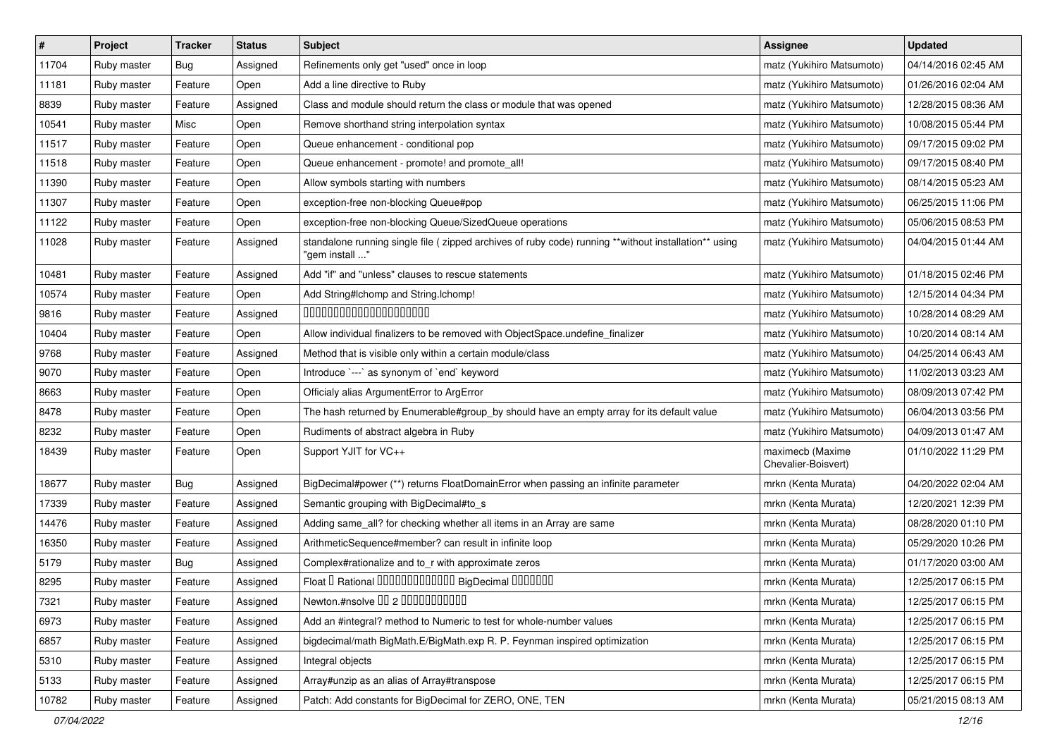| # | Project | Tracker | Status | Subject | Assignee | Updated |
| --- | --- | --- | --- | --- | --- | --- |
| 11704 | Ruby master | Bug | Assigned | Refinements only get "used" once in loop | matz (Yukihiro Matsumoto) | 04/14/2016 02:45 AM |
| 11181 | Ruby master | Feature | Open | Add a line directive to Ruby | matz (Yukihiro Matsumoto) | 01/26/2016 02:04 AM |
| 8839 | Ruby master | Feature | Assigned | Class and module should return the class or module that was opened | matz (Yukihiro Matsumoto) | 12/28/2015 08:36 AM |
| 10541 | Ruby master | Misc | Open | Remove shorthand string interpolation syntax | matz (Yukihiro Matsumoto) | 10/08/2015 05:44 PM |
| 11517 | Ruby master | Feature | Open | Queue enhancement - conditional pop | matz (Yukihiro Matsumoto) | 09/17/2015 09:02 PM |
| 11518 | Ruby master | Feature | Open | Queue enhancement - promote! and promote_all! | matz (Yukihiro Matsumoto) | 09/17/2015 08:40 PM |
| 11390 | Ruby master | Feature | Open | Allow symbols starting with numbers | matz (Yukihiro Matsumoto) | 08/14/2015 05:23 AM |
| 11307 | Ruby master | Feature | Open | exception-free non-blocking Queue#pop | matz (Yukihiro Matsumoto) | 06/25/2015 11:06 PM |
| 11122 | Ruby master | Feature | Open | exception-free non-blocking Queue/SizedQueue operations | matz (Yukihiro Matsumoto) | 05/06/2015 08:53 PM |
| 11028 | Ruby master | Feature | Assigned | standalone running single file ( zipped archives of ruby code) running **without installation** using "gem install ..." | matz (Yukihiro Matsumoto) | 04/04/2015 01:44 AM |
| 10481 | Ruby master | Feature | Assigned | Add "if" and "unless" clauses to rescue statements | matz (Yukihiro Matsumoto) | 01/18/2015 02:46 PM |
| 10574 | Ruby master | Feature | Open | Add String#lchomp and String.lchomp! | matz (Yukihiro Matsumoto) | 12/15/2014 04:34 PM |
| 9816 | Ruby master | Feature | Assigned | 0000000000000000000000 | matz (Yukihiro Matsumoto) | 10/28/2014 08:29 AM |
| 10404 | Ruby master | Feature | Open | Allow individual finalizers to be removed with ObjectSpace.undefine_finalizer | matz (Yukihiro Matsumoto) | 10/20/2014 08:14 AM |
| 9768 | Ruby master | Feature | Assigned | Method that is visible only within a certain module/class | matz (Yukihiro Matsumoto) | 04/25/2014 06:43 AM |
| 9070 | Ruby master | Feature | Open | Introduce `---` as synonym of `end` keyword | matz (Yukihiro Matsumoto) | 11/02/2013 03:23 AM |
| 8663 | Ruby master | Feature | Open | Officialy alias ArgumentError to ArgError | matz (Yukihiro Matsumoto) | 08/09/2013 07:42 PM |
| 8478 | Ruby master | Feature | Open | The hash returned by Enumerable#group_by should have an empty array for its default value | matz (Yukihiro Matsumoto) | 06/04/2013 03:56 PM |
| 8232 | Ruby master | Feature | Open | Rudiments of abstract algebra in Ruby | matz (Yukihiro Matsumoto) | 04/09/2013 01:47 AM |
| 18439 | Ruby master | Feature | Open | Support YJIT for VC++ | maximecb (Maxime Chevalier-Boisvert) | 01/10/2022 11:29 PM |
| 18677 | Ruby master | Bug | Assigned | BigDecimal#power (**) returns FloatDomainError when passing an infinite parameter | mrkn (Kenta Murata) | 04/20/2022 02:04 AM |
| 17339 | Ruby master | Feature | Assigned | Semantic grouping with BigDecimal#to_s | mrkn (Kenta Murata) | 12/20/2021 12:39 PM |
| 14476 | Ruby master | Feature | Assigned | Adding same_all? for checking whether all items in an Array are same | mrkn (Kenta Murata) | 08/28/2020 01:10 PM |
| 16350 | Ruby master | Feature | Assigned | ArithmeticSequence#member? can result in infinite loop | mrkn (Kenta Murata) | 05/29/2020 10:26 PM |
| 5179 | Ruby master | Bug | Assigned | Complex#rationalize and to_r with approximate zeros | mrkn (Kenta Murata) | 01/17/2020 03:00 AM |
| 8295 | Ruby master | Feature | Assigned | Float 0 Rational 0000000000000 BigDecimal 0000000 | mrkn (Kenta Murata) | 12/25/2017 06:15 PM |
| 7321 | Ruby master | Feature | Assigned | Newton.#nsolve 00 2 00000000000 | mrkn (Kenta Murata) | 12/25/2017 06:15 PM |
| 6973 | Ruby master | Feature | Assigned | Add an #integral? method to Numeric to test for whole-number values | mrkn (Kenta Murata) | 12/25/2017 06:15 PM |
| 6857 | Ruby master | Feature | Assigned | bigdecimal/math BigMath.E/BigMath.exp R. P. Feynman inspired optimization | mrkn (Kenta Murata) | 12/25/2017 06:15 PM |
| 5310 | Ruby master | Feature | Assigned | Integral objects | mrkn (Kenta Murata) | 12/25/2017 06:15 PM |
| 5133 | Ruby master | Feature | Assigned | Array#unzip as an alias of Array#transpose | mrkn (Kenta Murata) | 12/25/2017 06:15 PM |
| 10782 | Ruby master | Feature | Assigned | Patch: Add constants for BigDecimal for ZERO, ONE, TEN | mrkn (Kenta Murata) | 05/21/2015 08:13 AM |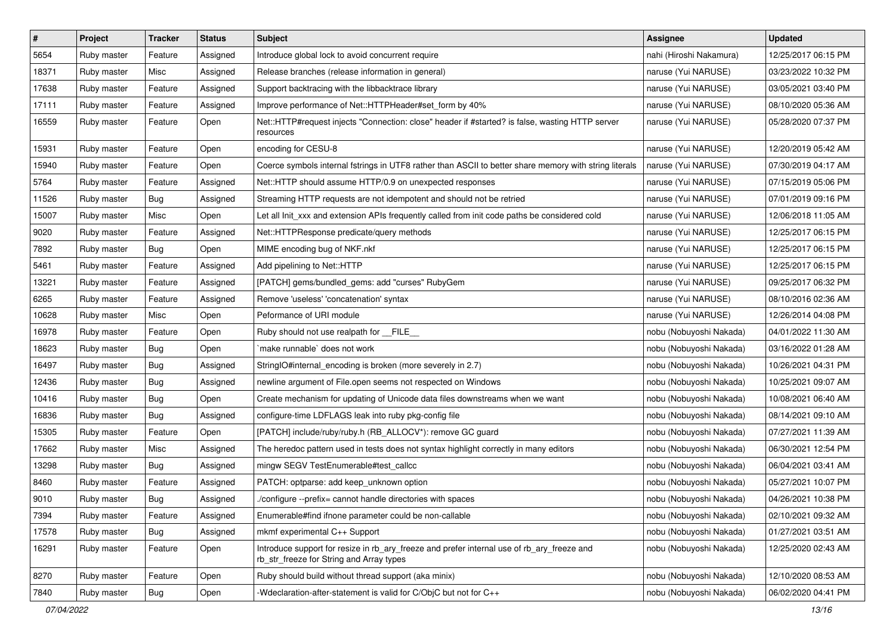| # | Project | Tracker | Status | Subject | Assignee | Updated |
|---|---|---|---|---|---|---|
| 5654 | Ruby master | Feature | Assigned | Introduce global lock to avoid concurrent require | nahi (Hiroshi Nakamura) | 12/25/2017 06:15 PM |
| 18371 | Ruby master | Misc | Assigned | Release branches (release information in general) | naruse (Yui NARUSE) | 03/23/2022 10:32 PM |
| 17638 | Ruby master | Feature | Assigned | Support backtracing with the libbacktrace library | naruse (Yui NARUSE) | 03/05/2021 03:40 PM |
| 17111 | Ruby master | Feature | Assigned | Improve performance of Net::HTTPHeader#set_form by 40% | naruse (Yui NARUSE) | 08/10/2020 05:36 AM |
| 16559 | Ruby master | Feature | Open | Net::HTTP#request injects "Connection: close" header if #started? is false, wasting HTTP server resources | naruse (Yui NARUSE) | 05/28/2020 07:37 PM |
| 15931 | Ruby master | Feature | Open | encoding for CESU-8 | naruse (Yui NARUSE) | 12/20/2019 05:42 AM |
| 15940 | Ruby master | Feature | Open | Coerce symbols internal fstrings in UTF8 rather than ASCII to better share memory with string literals | naruse (Yui NARUSE) | 07/30/2019 04:17 AM |
| 5764 | Ruby master | Feature | Assigned | Net::HTTP should assume HTTP/0.9 on unexpected responses | naruse (Yui NARUSE) | 07/15/2019 05:06 PM |
| 11526 | Ruby master | Bug | Assigned | Streaming HTTP requests are not idempotent and should not be retried | naruse (Yui NARUSE) | 07/01/2019 09:16 PM |
| 15007 | Ruby master | Misc | Open | Let all Init_xxx and extension APIs frequently called from init code paths be considered cold | naruse (Yui NARUSE) | 12/06/2018 11:05 AM |
| 9020 | Ruby master | Feature | Assigned | Net::HTTPResponse predicate/query methods | naruse (Yui NARUSE) | 12/25/2017 06:15 PM |
| 7892 | Ruby master | Bug | Open | MIME encoding bug of NKF.nkf | naruse (Yui NARUSE) | 12/25/2017 06:15 PM |
| 5461 | Ruby master | Feature | Assigned | Add pipelining to Net::HTTP | naruse (Yui NARUSE) | 12/25/2017 06:15 PM |
| 13221 | Ruby master | Feature | Assigned | [PATCH] gems/bundled_gems: add "curses" RubyGem | naruse (Yui NARUSE) | 09/25/2017 06:32 PM |
| 6265 | Ruby master | Feature | Assigned | Remove 'useless' 'concatenation' syntax | naruse (Yui NARUSE) | 08/10/2016 02:36 AM |
| 10628 | Ruby master | Misc | Open | Peformance of URI module | naruse (Yui NARUSE) | 12/26/2014 04:08 PM |
| 16978 | Ruby master | Feature | Open | Ruby should not use realpath for __FILE__ | nobu (Nobuyoshi Nakada) | 04/01/2022 11:30 AM |
| 18623 | Ruby master | Bug | Open | `make runnable` does not work | nobu (Nobuyoshi Nakada) | 03/16/2022 01:28 AM |
| 16497 | Ruby master | Bug | Assigned | StringIO#internal_encoding is broken (more severely in 2.7) | nobu (Nobuyoshi Nakada) | 10/26/2021 04:31 PM |
| 12436 | Ruby master | Bug | Assigned | newline argument of File.open seems not respected on Windows | nobu (Nobuyoshi Nakada) | 10/25/2021 09:07 AM |
| 10416 | Ruby master | Bug | Open | Create mechanism for updating of Unicode data files downstreams when we want | nobu (Nobuyoshi Nakada) | 10/08/2021 06:40 AM |
| 16836 | Ruby master | Bug | Assigned | configure-time LDFLAGS leak into ruby pkg-config file | nobu (Nobuyoshi Nakada) | 08/14/2021 09:10 AM |
| 15305 | Ruby master | Feature | Open | [PATCH] include/ruby/ruby.h (RB_ALLOCV*): remove GC guard | nobu (Nobuyoshi Nakada) | 07/27/2021 11:39 AM |
| 17662 | Ruby master | Misc | Assigned | The heredoc pattern used in tests does not syntax highlight correctly in many editors | nobu (Nobuyoshi Nakada) | 06/30/2021 12:54 PM |
| 13298 | Ruby master | Bug | Assigned | mingw SEGV TestEnumerable#test_callcc | nobu (Nobuyoshi Nakada) | 06/04/2021 03:41 AM |
| 8460 | Ruby master | Feature | Assigned | PATCH: optparse: add keep_unknown option | nobu (Nobuyoshi Nakada) | 05/27/2021 10:07 PM |
| 9010 | Ruby master | Bug | Assigned | ./configure --prefix= cannot handle directories with spaces | nobu (Nobuyoshi Nakada) | 04/26/2021 10:38 PM |
| 7394 | Ruby master | Feature | Assigned | Enumerable#find ifnone parameter could be non-callable | nobu (Nobuyoshi Nakada) | 02/10/2021 09:32 AM |
| 17578 | Ruby master | Bug | Assigned | mkmf experimental C++ Support | nobu (Nobuyoshi Nakada) | 01/27/2021 03:51 AM |
| 16291 | Ruby master | Feature | Open | Introduce support for resize in rb_ary_freeze and prefer internal use of rb_ary_freeze and rb_str_freeze for String and Array types | nobu (Nobuyoshi Nakada) | 12/25/2020 02:43 AM |
| 8270 | Ruby master | Feature | Open | Ruby should build without thread support (aka minix) | nobu (Nobuyoshi Nakada) | 12/10/2020 08:53 AM |
| 7840 | Ruby master | Bug | Open | -Wdeclaration-after-statement is valid for C/ObjC but not for C++ | nobu (Nobuyoshi Nakada) | 06/02/2020 04:41 PM |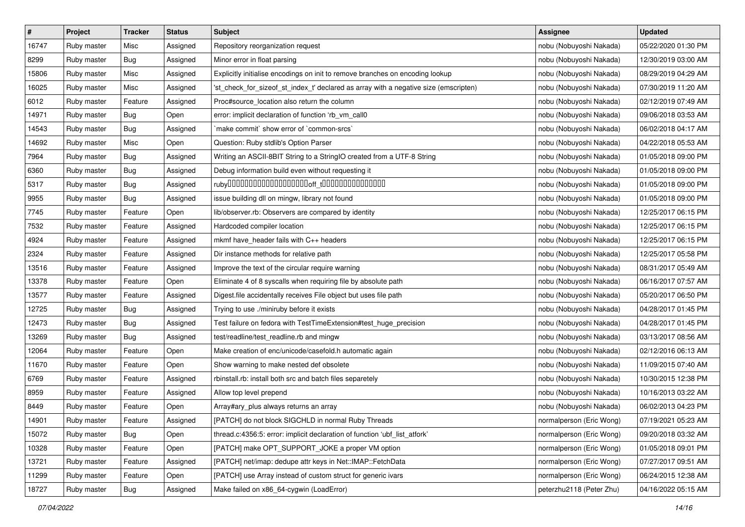| # | Project | Tracker | Status | Subject | Assignee | Updated |
|---|---|---|---|---|---|---|
| 16747 | Ruby master | Misc | Assigned | Repository reorganization request | nobu (Nobuyoshi Nakada) | 05/22/2020 01:30 PM |
| 8299 | Ruby master | Bug | Assigned | Minor error in float parsing | nobu (Nobuyoshi Nakada) | 12/30/2019 03:00 AM |
| 15806 | Ruby master | Misc | Assigned | Explicitly initialise encodings on init to remove branches on encoding lookup | nobu (Nobuyoshi Nakada) | 08/29/2019 04:29 AM |
| 16025 | Ruby master | Misc | Assigned | 'st_check_for_sizeof_st_index_t' declared as array with a negative size (emscripten) | nobu (Nobuyoshi Nakada) | 07/30/2019 11:20 AM |
| 6012 | Ruby master | Feature | Assigned | Proc#source_location also return the column | nobu (Nobuyoshi Nakada) | 02/12/2019 07:49 AM |
| 14971 | Ruby master | Bug | Open | error: implicit declaration of function 'rb_vm_call0 | nobu (Nobuyoshi Nakada) | 09/06/2018 03:53 AM |
| 14543 | Ruby master | Bug | Assigned | `make commit` show error of `common-srcs` | nobu (Nobuyoshi Nakada) | 06/02/2018 04:17 AM |
| 14692 | Ruby master | Misc | Open | Question: Ruby stdlib's Option Parser | nobu (Nobuyoshi Nakada) | 04/22/2018 05:53 AM |
| 7964 | Ruby master | Bug | Assigned | Writing an ASCII-8BIT String to a StringIO created from a UTF-8 String | nobu (Nobuyoshi Nakada) | 01/05/2018 09:00 PM |
| 6360 | Ruby master | Bug | Assigned | Debug information build even without requesting it | nobu (Nobuyoshi Nakada) | 01/05/2018 09:00 PM |
| 5317 | Ruby master | Bug | Assigned | ruby����������������������off_t���������������� | nobu (Nobuyoshi Nakada) | 01/05/2018 09:00 PM |
| 9955 | Ruby master | Bug | Assigned | issue building dll on mingw, library not found | nobu (Nobuyoshi Nakada) | 01/05/2018 09:00 PM |
| 7745 | Ruby master | Feature | Open | lib/observer.rb: Observers are compared by identity | nobu (Nobuyoshi Nakada) | 12/25/2017 06:15 PM |
| 7532 | Ruby master | Feature | Assigned | Hardcoded compiler location | nobu (Nobuyoshi Nakada) | 12/25/2017 06:15 PM |
| 4924 | Ruby master | Feature | Assigned | mkmf have_header fails with C++ headers | nobu (Nobuyoshi Nakada) | 12/25/2017 06:15 PM |
| 2324 | Ruby master | Feature | Assigned | Dir instance methods for relative path | nobu (Nobuyoshi Nakada) | 12/25/2017 05:58 PM |
| 13516 | Ruby master | Feature | Assigned | Improve the text of the circular require warning | nobu (Nobuyoshi Nakada) | 08/31/2017 05:49 AM |
| 13378 | Ruby master | Feature | Open | Eliminate 4 of 8 syscalls when requiring file by absolute path | nobu (Nobuyoshi Nakada) | 06/16/2017 07:57 AM |
| 13577 | Ruby master | Feature | Assigned | Digest.file accidentally receives File object but uses file path | nobu (Nobuyoshi Nakada) | 05/20/2017 06:50 PM |
| 12725 | Ruby master | Bug | Assigned | Trying to use ./miniruby before it exists | nobu (Nobuyoshi Nakada) | 04/28/2017 01:45 PM |
| 12473 | Ruby master | Bug | Assigned | Test failure on fedora with TestTimeExtension#test_huge_precision | nobu (Nobuyoshi Nakada) | 04/28/2017 01:45 PM |
| 13269 | Ruby master | Bug | Assigned | test/readline/test_readline.rb and mingw | nobu (Nobuyoshi Nakada) | 03/13/2017 08:56 AM |
| 12064 | Ruby master | Feature | Open | Make creation of enc/unicode/casefold.h automatic again | nobu (Nobuyoshi Nakada) | 02/12/2016 06:13 AM |
| 11670 | Ruby master | Feature | Open | Show warning to make nested def obsolete | nobu (Nobuyoshi Nakada) | 11/09/2015 07:40 AM |
| 6769 | Ruby master | Feature | Assigned | rbinstall.rb: install both src and batch files separetely | nobu (Nobuyoshi Nakada) | 10/30/2015 12:38 PM |
| 8959 | Ruby master | Feature | Assigned | Allow top level prepend | nobu (Nobuyoshi Nakada) | 10/16/2013 03:22 AM |
| 8449 | Ruby master | Feature | Open | Array#ary_plus always returns an array | nobu (Nobuyoshi Nakada) | 06/02/2013 04:23 PM |
| 14901 | Ruby master | Feature | Assigned | [PATCH] do not block SIGCHLD in normal Ruby Threads | normalperson (Eric Wong) | 07/19/2021 05:23 AM |
| 15072 | Ruby master | Bug | Open | thread.c:4356:5: error: implicit declaration of function 'ubf_list_atfork' | normalperson (Eric Wong) | 09/20/2018 03:32 AM |
| 10328 | Ruby master | Feature | Open | [PATCH] make OPT_SUPPORT_JOKE a proper VM option | normalperson (Eric Wong) | 01/05/2018 09:01 PM |
| 13721 | Ruby master | Feature | Assigned | [PATCH] net/imap: dedupe attr keys in Net::IMAP::FetchData | normalperson (Eric Wong) | 07/27/2017 09:51 AM |
| 11299 | Ruby master | Feature | Open | [PATCH] use Array instead of custom struct for generic ivars | normalperson (Eric Wong) | 06/24/2015 12:38 AM |
| 18727 | Ruby master | Bug | Assigned | Make failed on x86_64-cygwin (LoadError) | peterzhu2118 (Peter Zhu) | 04/16/2022 05:15 AM |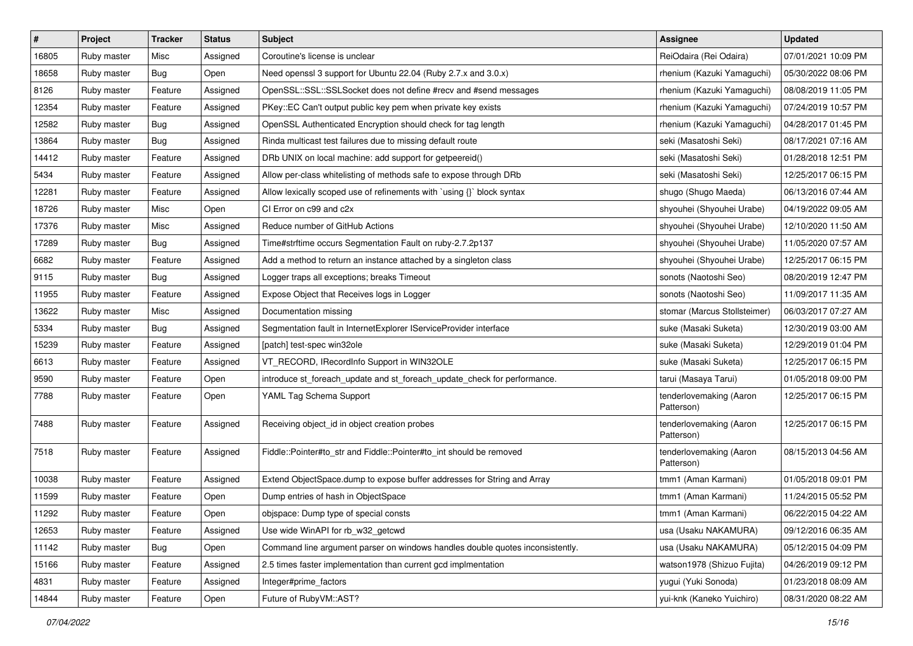| # | Project | Tracker | Status | Subject | Assignee | Updated |
|---|---|---|---|---|---|---|
| 16805 | Ruby master | Misc | Assigned | Coroutine's license is unclear | ReiOdaira (Rei Odaira) | 07/01/2021 10:09 PM |
| 18658 | Ruby master | Bug | Open | Need openssl 3 support for Ubuntu 22.04 (Ruby 2.7.x and 3.0.x) | rhenium (Kazuki Yamaguchi) | 05/30/2022 08:06 PM |
| 8126 | Ruby master | Feature | Assigned | OpenSSL::SSL::SSLSocket does not define #recv and #send messages | rhenium (Kazuki Yamaguchi) | 08/08/2019 11:05 PM |
| 12354 | Ruby master | Feature | Assigned | PKey::EC Can't output public key pem when private key exists | rhenium (Kazuki Yamaguchi) | 07/24/2019 10:57 PM |
| 12582 | Ruby master | Bug | Assigned | OpenSSL Authenticated Encryption should check for tag length | rhenium (Kazuki Yamaguchi) | 04/28/2017 01:45 PM |
| 13864 | Ruby master | Bug | Assigned | Rinda multicast test failures due to missing default route | seki (Masatoshi Seki) | 08/17/2021 07:16 AM |
| 14412 | Ruby master | Feature | Assigned | DRb UNIX on local machine: add support for getpeereid() | seki (Masatoshi Seki) | 01/28/2018 12:51 PM |
| 5434 | Ruby master | Feature | Assigned | Allow per-class whitelisting of methods safe to expose through DRb | seki (Masatoshi Seki) | 12/25/2017 06:15 PM |
| 12281 | Ruby master | Feature | Assigned | Allow lexically scoped use of refinements with `using {}` block syntax | shugo (Shugo Maeda) | 06/13/2016 07:44 AM |
| 18726 | Ruby master | Misc | Open | CI Error on c99 and c2x | shyouhei (Shyouhei Urabe) | 04/19/2022 09:05 AM |
| 17376 | Ruby master | Misc | Assigned | Reduce number of GitHub Actions | shyouhei (Shyouhei Urabe) | 12/10/2020 11:50 AM |
| 17289 | Ruby master | Bug | Assigned | Time#strftime occurs Segmentation Fault on ruby-2.7.2p137 | shyouhei (Shyouhei Urabe) | 11/05/2020 07:57 AM |
| 6682 | Ruby master | Feature | Assigned | Add a method to return an instance attached by a singleton class | shyouhei (Shyouhei Urabe) | 12/25/2017 06:15 PM |
| 9115 | Ruby master | Bug | Assigned | Logger traps all exceptions; breaks Timeout | sonots (Naotoshi Seo) | 08/20/2019 12:47 PM |
| 11955 | Ruby master | Feature | Assigned | Expose Object that Receives logs in Logger | sonots (Naotoshi Seo) | 11/09/2017 11:35 AM |
| 13622 | Ruby master | Misc | Assigned | Documentation missing | stomar (Marcus Stollsteimer) | 06/03/2017 07:27 AM |
| 5334 | Ruby master | Bug | Assigned | Segmentation fault in InternetExplorer IServiceProvider interface | suke (Masaki Suketa) | 12/30/2019 03:00 AM |
| 15239 | Ruby master | Feature | Assigned | [patch] test-spec win32ole | suke (Masaki Suketa) | 12/29/2019 01:04 PM |
| 6613 | Ruby master | Feature | Assigned | VT_RECORD, IRecordInfo Support in WIN32OLE | suke (Masaki Suketa) | 12/25/2017 06:15 PM |
| 9590 | Ruby master | Feature | Open | introduce st_foreach_update and st_foreach_update_check for performance. | tarui (Masaya Tarui) | 01/05/2018 09:00 PM |
| 7788 | Ruby master | Feature | Open | YAML Tag Schema Support | tenderlovemaking (Aaron Patterson) | 12/25/2017 06:15 PM |
| 7488 | Ruby master | Feature | Assigned | Receiving object_id in object creation probes | tenderlovemaking (Aaron Patterson) | 12/25/2017 06:15 PM |
| 7518 | Ruby master | Feature | Assigned | Fiddle::Pointer#to_str and Fiddle::Pointer#to_int should be removed | tenderlovemaking (Aaron Patterson) | 08/15/2013 04:56 AM |
| 10038 | Ruby master | Feature | Assigned | Extend ObjectSpace.dump to expose buffer addresses for String and Array | tmm1 (Aman Karmani) | 01/05/2018 09:01 PM |
| 11599 | Ruby master | Feature | Open | Dump entries of hash in ObjectSpace | tmm1 (Aman Karmani) | 11/24/2015 05:52 PM |
| 11292 | Ruby master | Feature | Open | objspace: Dump type of special consts | tmm1 (Aman Karmani) | 06/22/2015 04:22 AM |
| 12653 | Ruby master | Feature | Assigned | Use wide WinAPI for rb_w32_getcwd | usa (Usaku NAKAMURA) | 09/12/2016 06:35 AM |
| 11142 | Ruby master | Bug | Open | Command line argument parser on windows handles double quotes inconsistently. | usa (Usaku NAKAMURA) | 05/12/2015 04:09 PM |
| 15166 | Ruby master | Feature | Assigned | 2.5 times faster implementation than current gcd implmentation | watson1978 (Shizuo Fujita) | 04/26/2019 09:12 PM |
| 4831 | Ruby master | Feature | Assigned | Integer#prime_factors | yugui (Yuki Sonoda) | 01/23/2018 08:09 AM |
| 14844 | Ruby master | Feature | Open | Future of RubyVM::AST? | yui-knk (Kaneko Yuichiro) | 08/31/2020 08:22 AM |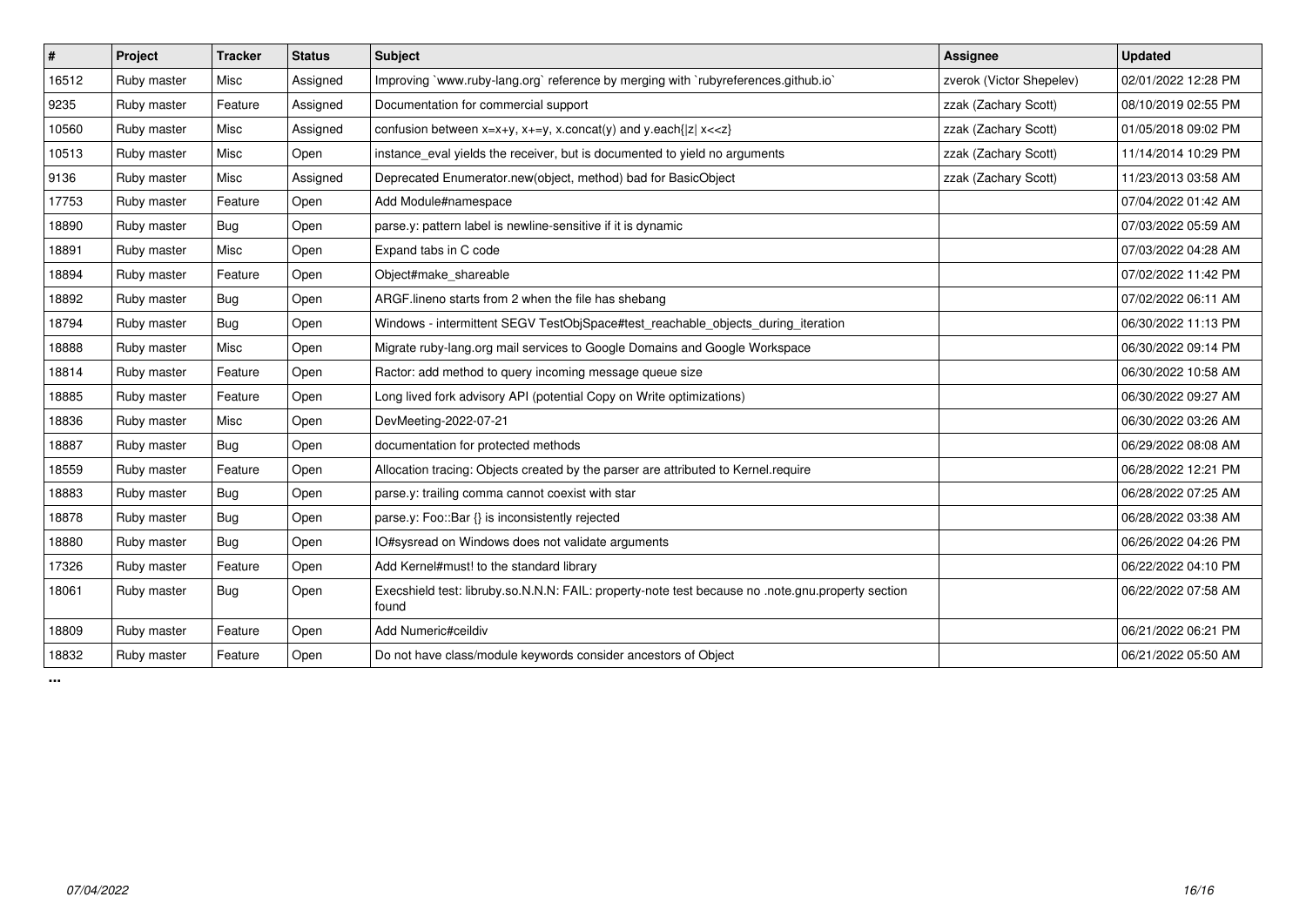| # | Project | Tracker | Status | Subject | Assignee | Updated |
|---|---|---|---|---|---|---|
| 16512 | Ruby master | Misc | Assigned | Improving `www.ruby-lang.org` reference by merging with `rubyreferences.github.io` | zverok (Victor Shepelev) | 02/01/2022 12:28 PM |
| 9235 | Ruby master | Feature | Assigned | Documentation for commercial support | zzak (Zachary Scott) | 08/10/2019 02:55 PM |
| 10560 | Ruby master | Misc | Assigned | confusion between x=x+y, x+=y, x.concat(y) and y.each{\|z\| x<<z} | zzak (Zachary Scott) | 01/05/2018 09:02 PM |
| 10513 | Ruby master | Misc | Open | instance_eval yields the receiver, but is documented to yield no arguments | zzak (Zachary Scott) | 11/14/2014 10:29 PM |
| 9136 | Ruby master | Misc | Assigned | Deprecated Enumerator.new(object, method) bad for BasicObject | zzak (Zachary Scott) | 11/23/2013 03:58 AM |
| 17753 | Ruby master | Feature | Open | Add Module#namespace | | 07/04/2022 01:42 AM |
| 18890 | Ruby master | Bug | Open | parse.y: pattern label is newline-sensitive if it is dynamic | | 07/03/2022 05:59 AM |
| 18891 | Ruby master | Misc | Open | Expand tabs in C code | | 07/03/2022 04:28 AM |
| 18894 | Ruby master | Feature | Open | Object#make_shareable | | 07/02/2022 11:42 PM |
| 18892 | Ruby master | Bug | Open | ARGF.lineno starts from 2 when the file has shebang | | 07/02/2022 06:11 AM |
| 18794 | Ruby master | Bug | Open | Windows - intermittent SEGV TestObjSpace#test_reachable_objects_during_iteration | | 06/30/2022 11:13 PM |
| 18888 | Ruby master | Misc | Open | Migrate ruby-lang.org mail services to Google Domains and Google Workspace | | 06/30/2022 09:14 PM |
| 18814 | Ruby master | Feature | Open | Ractor: add method to query incoming message queue size | | 06/30/2022 10:58 AM |
| 18885 | Ruby master | Feature | Open | Long lived fork advisory API (potential Copy on Write optimizations) | | 06/30/2022 09:27 AM |
| 18836 | Ruby master | Misc | Open | DevMeeting-2022-07-21 | | 06/30/2022 03:26 AM |
| 18887 | Ruby master | Bug | Open | documentation for protected methods | | 06/29/2022 08:08 AM |
| 18559 | Ruby master | Feature | Open | Allocation tracing: Objects created by the parser are attributed to Kernel.require | | 06/28/2022 12:21 PM |
| 18883 | Ruby master | Bug | Open | parse.y: trailing comma cannot coexist with star | | 06/28/2022 07:25 AM |
| 18878 | Ruby master | Bug | Open | parse.y: Foo::Bar {} is inconsistently rejected | | 06/28/2022 03:38 AM |
| 18880 | Ruby master | Bug | Open | IO#sysread on Windows does not validate arguments | | 06/26/2022 04:26 PM |
| 17326 | Ruby master | Feature | Open | Add Kernel#must! to the standard library | | 06/22/2022 04:10 PM |
| 18061 | Ruby master | Bug | Open | Execshield test: libruby.so.N.N.N: FAIL: property-note test because no .note.gnu.property section found | | 06/22/2022 07:58 AM |
| 18809 | Ruby master | Feature | Open | Add Numeric#ceildiv | | 06/21/2022 06:21 PM |
| 18832 | Ruby master | Feature | Open | Do not have class/module keywords consider ancestors of Object | | 06/21/2022 05:50 AM |

...